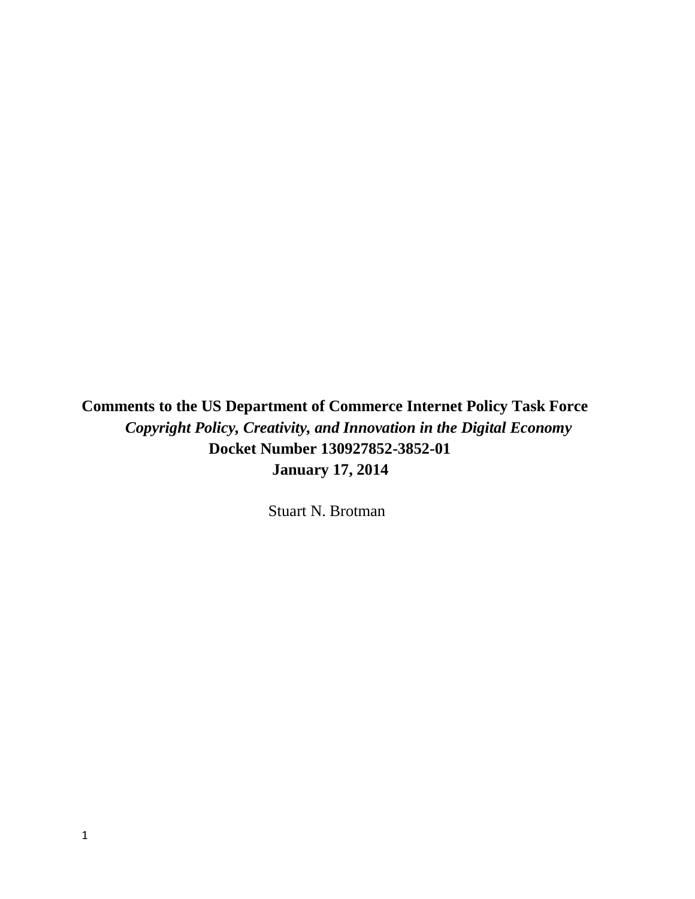**Comments to the US Department of Commerce Internet Policy Task Force**

***Copyright Policy, Creativity, and Innovation in the Digital Economy***

**Docket Number 130927852-3852-01**

**January 17, 2014**

Stuart N. Brotman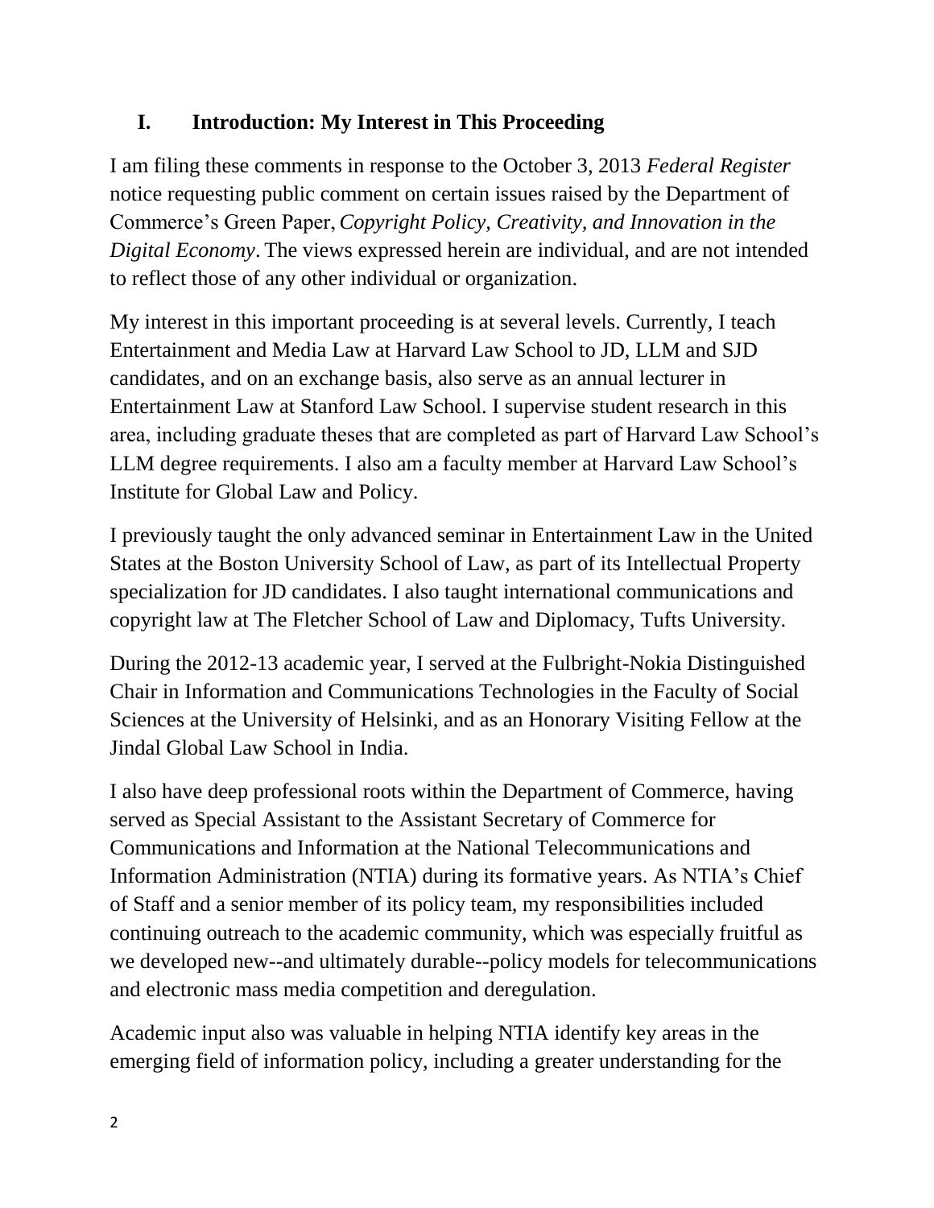## I. Introduction: My Interest in This Proceeding

I am filing these comments in response to the October 3, 2013 *Federal Register* notice requesting public comment on certain issues raised by the Department of Commerce's Green Paper, *Copyright Policy, Creativity, and Innovation in the Digital Economy*. The views expressed herein are individual, and are not intended to reflect those of any other individual or organization.

My interest in this important proceeding is at several levels. Currently, I teach Entertainment and Media Law at Harvard Law School to JD, LLM and SJD candidates, and on an exchange basis, also serve as an annual lecturer in Entertainment Law at Stanford Law School. I supervise student research in this area, including graduate theses that are completed as part of Harvard Law School's LLM degree requirements. I also am a faculty member at Harvard Law School's Institute for Global Law and Policy.

I previously taught the only advanced seminar in Entertainment Law in the United States at the Boston University School of Law, as part of its Intellectual Property specialization for JD candidates. I also taught international communications and copyright law at The Fletcher School of Law and Diplomacy, Tufts University.

During the 2012-13 academic year, I served at the Fulbright-Nokia Distinguished Chair in Information and Communications Technologies in the Faculty of Social Sciences at the University of Helsinki, and as an Honorary Visiting Fellow at the Jindal Global Law School in India.

I also have deep professional roots within the Department of Commerce, having served as Special Assistant to the Assistant Secretary of Commerce for Communications and Information at the National Telecommunications and Information Administration (NTIA) during its formative years. As NTIA's Chief of Staff and a senior member of its policy team, my responsibilities included continuing outreach to the academic community, which was especially fruitful as we developed new--and ultimately durable--policy models for telecommunications and electronic mass media competition and deregulation.

Academic input also was valuable in helping NTIA identify key areas in the emerging field of information policy, including a greater understanding for the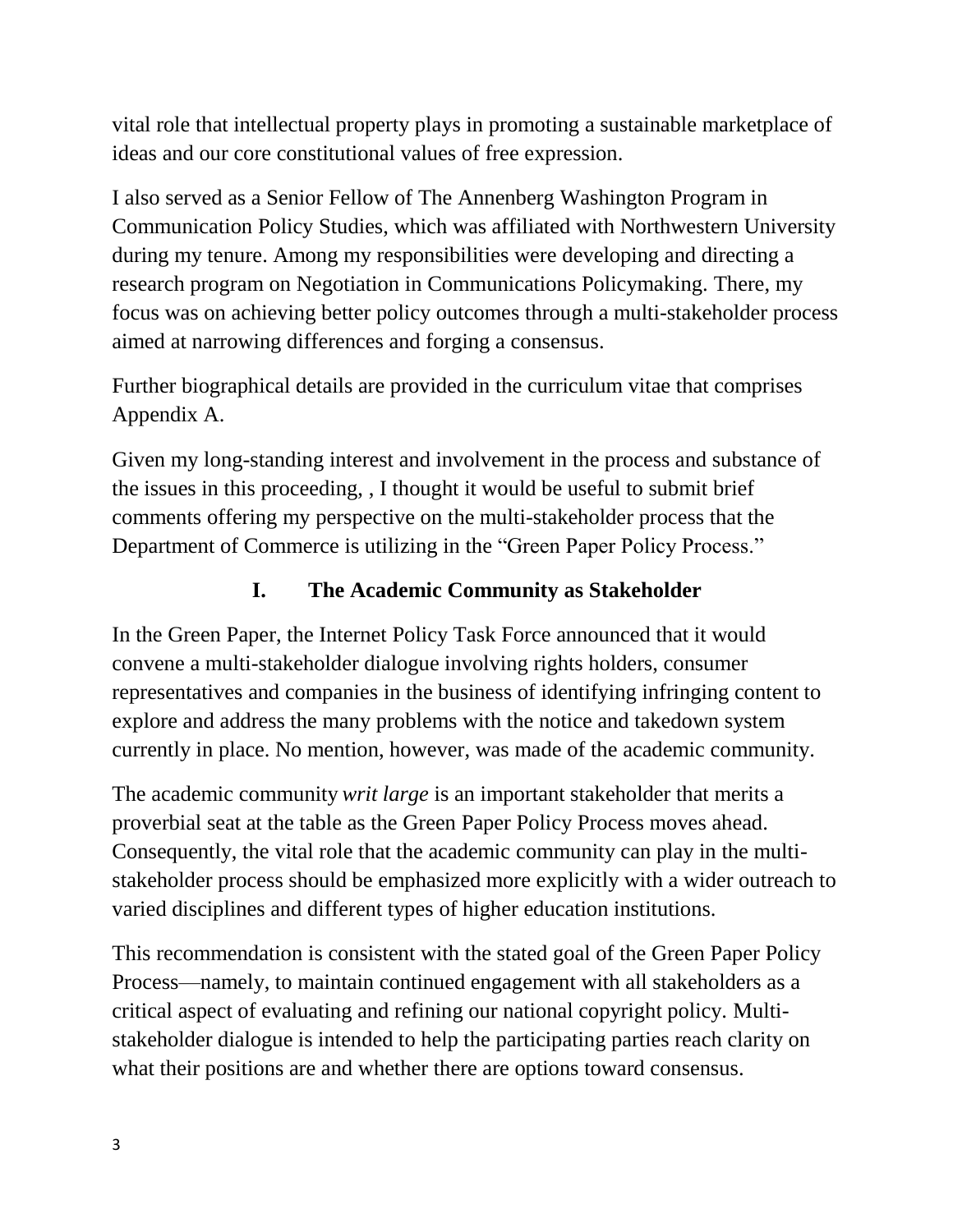vital role that intellectual property plays in promoting a sustainable marketplace of ideas and our core constitutional values of free expression.

I also served as a Senior Fellow of The Annenberg Washington Program in Communication Policy Studies, which was affiliated with Northwestern University during my tenure. Among my responsibilities were developing and directing a research program on Negotiation in Communications Policymaking. There, my focus was on achieving better policy outcomes through a multi-stakeholder process aimed at narrowing differences and forging a consensus.

Further biographical details are provided in the curriculum vitae that comprises Appendix A.

Given my long-standing interest and involvement in the process and substance of the issues in this proceeding, , I thought it would be useful to submit brief comments offering my perspective on the multi-stakeholder process that the Department of Commerce is utilizing in the "Green Paper Policy Process."

## I. The Academic Community as Stakeholder

In the Green Paper, the Internet Policy Task Force announced that it would convene a multi-stakeholder dialogue involving rights holders, consumer representatives and companies in the business of identifying infringing content to explore and address the many problems with the notice and takedown system currently in place. No mention, however, was made of the academic community.

The academic community *writ large* is an important stakeholder that merits a proverbial seat at the table as the Green Paper Policy Process moves ahead. Consequently, the vital role that the academic community can play in the multi-stakeholder process should be emphasized more explicitly with a wider outreach to varied disciplines and different types of higher education institutions.

This recommendation is consistent with the stated goal of the Green Paper Policy Process—namely, to maintain continued engagement with all stakeholders as a critical aspect of evaluating and refining our national copyright policy. Multi-stakeholder dialogue is intended to help the participating parties reach clarity on what their positions are and whether there are options toward consensus.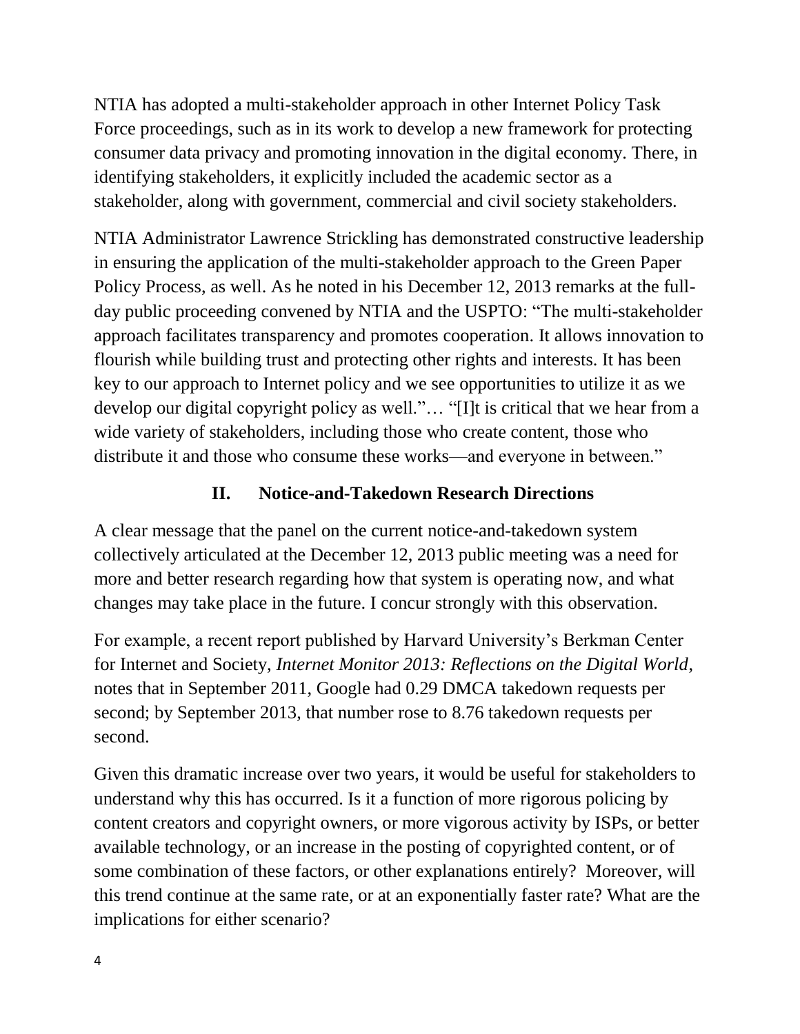NTIA has adopted a multi-stakeholder approach in other Internet Policy Task Force proceedings, such as in its work to develop a new framework for protecting consumer data privacy and promoting innovation in the digital economy. There, in identifying stakeholders, it explicitly included the academic sector as a stakeholder, along with government, commercial and civil society stakeholders.

NTIA Administrator Lawrence Strickling has demonstrated constructive leadership in ensuring the application of the multi-stakeholder approach to the Green Paper Policy Process, as well. As he noted in his December 12, 2013 remarks at the full-day public proceeding convened by NTIA and the USPTO: "The multi-stakeholder approach facilitates transparency and promotes cooperation. It allows innovation to flourish while building trust and protecting other rights and interests. It has been key to our approach to Internet policy and we see opportunities to utilize it as we develop our digital copyright policy as well."… "[I]t is critical that we hear from a wide variety of stakeholders, including those who create content, those who distribute it and those who consume these works—and everyone in between."

## II. Notice-and-Takedown Research Directions

A clear message that the panel on the current notice-and-takedown system collectively articulated at the December 12, 2013 public meeting was a need for more and better research regarding how that system is operating now, and what changes may take place in the future. I concur strongly with this observation.

For example, a recent report published by Harvard University's Berkman Center for Internet and Society, *Internet Monitor 2013: Reflections on the Digital World*, notes that in September 2011, Google had 0.29 DMCA takedown requests per second; by September 2013, that number rose to 8.76 takedown requests per second.

Given this dramatic increase over two years, it would be useful for stakeholders to understand why this has occurred. Is it a function of more rigorous policing by content creators and copyright owners, or more vigorous activity by ISPs, or better available technology, or an increase in the posting of copyrighted content, or of some combination of these factors, or other explanations entirely? Moreover, will this trend continue at the same rate, or at an exponentially faster rate? What are the implications for either scenario?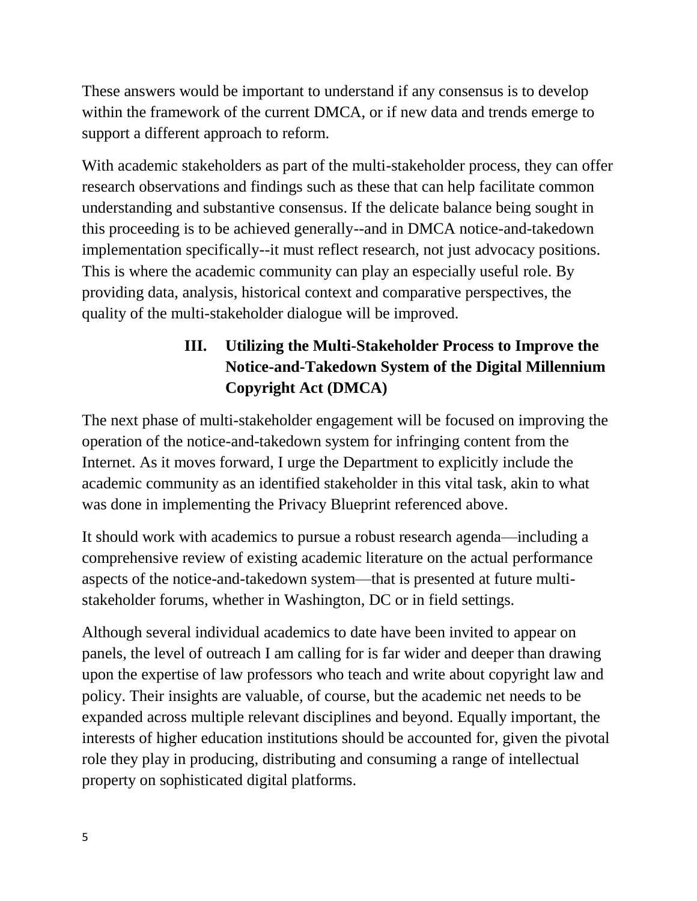These answers would be important to understand if any consensus is to develop within the framework of the current DMCA, or if new data and trends emerge to support a different approach to reform.

With academic stakeholders as part of the multi-stakeholder process, they can offer research observations and findings such as these that can help facilitate common understanding and substantive consensus. If the delicate balance being sought in this proceeding is to be achieved generally--and in DMCA notice-and-takedown implementation specifically--it must reflect research, not just advocacy positions. This is where the academic community can play an especially useful role. By providing data, analysis, historical context and comparative perspectives, the quality of the multi-stakeholder dialogue will be improved.

## III. Utilizing the Multi-Stakeholder Process to Improve the Notice-and-Takedown System of the Digital Millennium Copyright Act (DMCA)

The next phase of multi-stakeholder engagement will be focused on improving the operation of the notice-and-takedown system for infringing content from the Internet. As it moves forward, I urge the Department to explicitly include the academic community as an identified stakeholder in this vital task, akin to what was done in implementing the Privacy Blueprint referenced above.

It should work with academics to pursue a robust research agenda—including a comprehensive review of existing academic literature on the actual performance aspects of the notice-and-takedown system—that is presented at future multi-stakeholder forums, whether in Washington, DC or in field settings.

Although several individual academics to date have been invited to appear on panels, the level of outreach I am calling for is far wider and deeper than drawing upon the expertise of law professors who teach and write about copyright law and policy. Their insights are valuable, of course, but the academic net needs to be expanded across multiple relevant disciplines and beyond. Equally important, the interests of higher education institutions should be accounted for, given the pivotal role they play in producing, distributing and consuming a range of intellectual property on sophisticated digital platforms.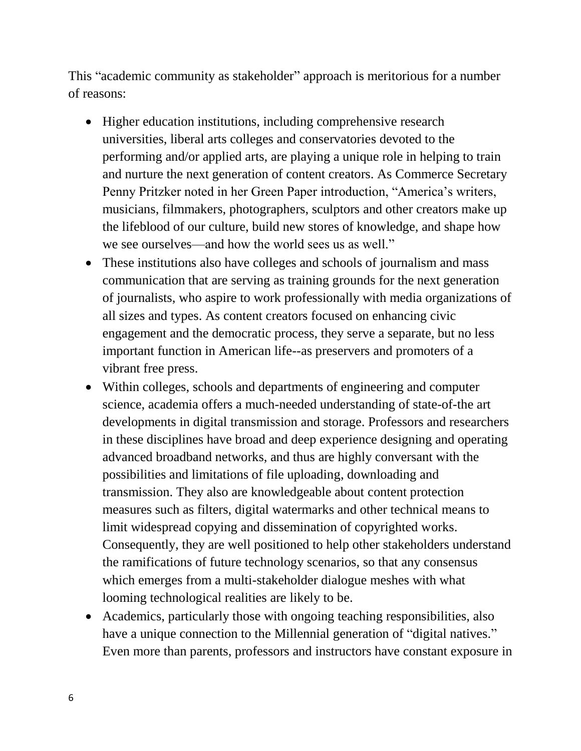This "academic community as stakeholder" approach is meritorious for a number of reasons:

- Higher education institutions, including comprehensive research universities, liberal arts colleges and conservatories devoted to the performing and/or applied arts, are playing a unique role in helping to train and nurture the next generation of content creators. As Commerce Secretary Penny Pritzker noted in her Green Paper introduction, "America's writers, musicians, filmmakers, photographers, sculptors and other creators make up the lifeblood of our culture, build new stores of knowledge, and shape how we see ourselves—and how the world sees us as well."
- These institutions also have colleges and schools of journalism and mass communication that are serving as training grounds for the next generation of journalists, who aspire to work professionally with media organizations of all sizes and types. As content creators focused on enhancing civic engagement and the democratic process, they serve a separate, but no less important function in American life--as preservers and promoters of a vibrant free press.
- Within colleges, schools and departments of engineering and computer science, academia offers a much-needed understanding of state-of-the art developments in digital transmission and storage. Professors and researchers in these disciplines have broad and deep experience designing and operating advanced broadband networks, and thus are highly conversant with the possibilities and limitations of file uploading, downloading and transmission. They also are knowledgeable about content protection measures such as filters, digital watermarks and other technical means to limit widespread copying and dissemination of copyrighted works. Consequently, they are well positioned to help other stakeholders understand the ramifications of future technology scenarios, so that any consensus which emerges from a multi-stakeholder dialogue meshes with what looming technological realities are likely to be.
- Academics, particularly those with ongoing teaching responsibilities, also have a unique connection to the Millennial generation of "digital natives." Even more than parents, professors and instructors have constant exposure in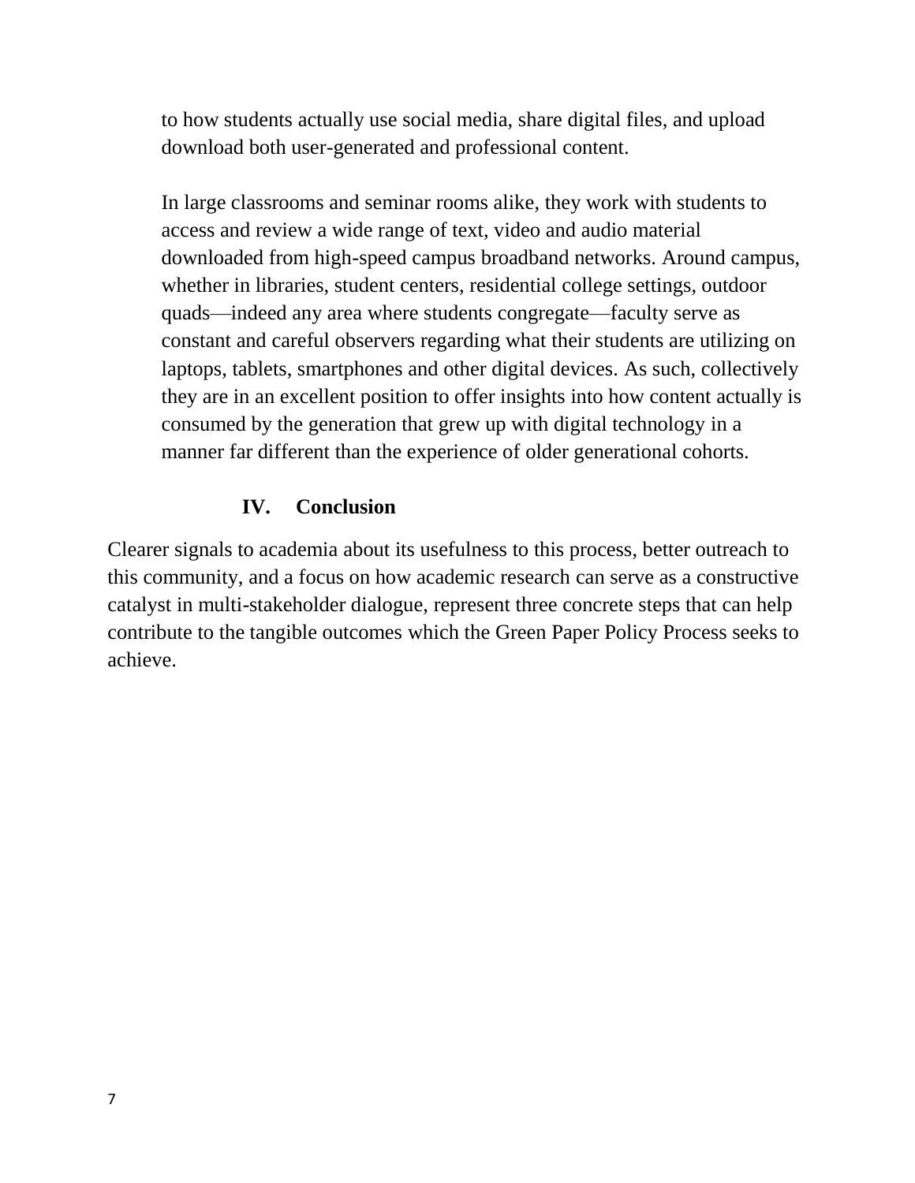to how students actually use social media, share digital files, and upload download both user-generated and professional content.

In large classrooms and seminar rooms alike, they work with students to access and review a wide range of text, video and audio material downloaded from high-speed campus broadband networks. Around campus, whether in libraries, student centers, residential college settings, outdoor quads—indeed any area where students congregate—faculty serve as constant and careful observers regarding what their students are utilizing on laptops, tablets, smartphones and other digital devices. As such, collectively they are in an excellent position to offer insights into how content actually is consumed by the generation that grew up with digital technology in a manner far different than the experience of older generational cohorts.

## IV. Conclusion

Clearer signals to academia about its usefulness to this process, better outreach to this community, and a focus on how academic research can serve as a constructive catalyst in multi-stakeholder dialogue, represent three concrete steps that can help contribute to the tangible outcomes which the Green Paper Policy Process seeks to achieve.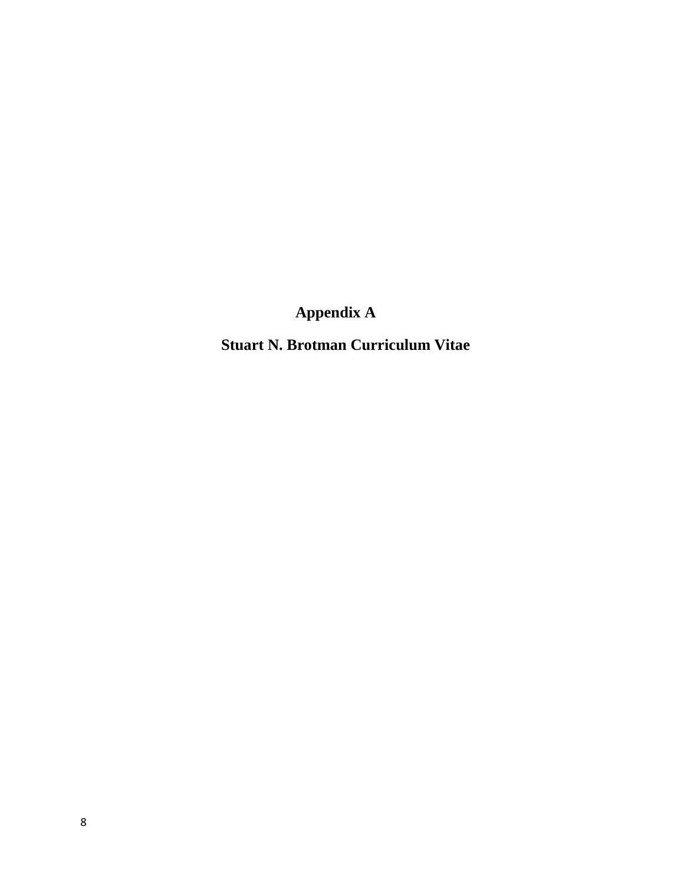# Appendix A

## Stuart N. Brotman Curriculum Vitae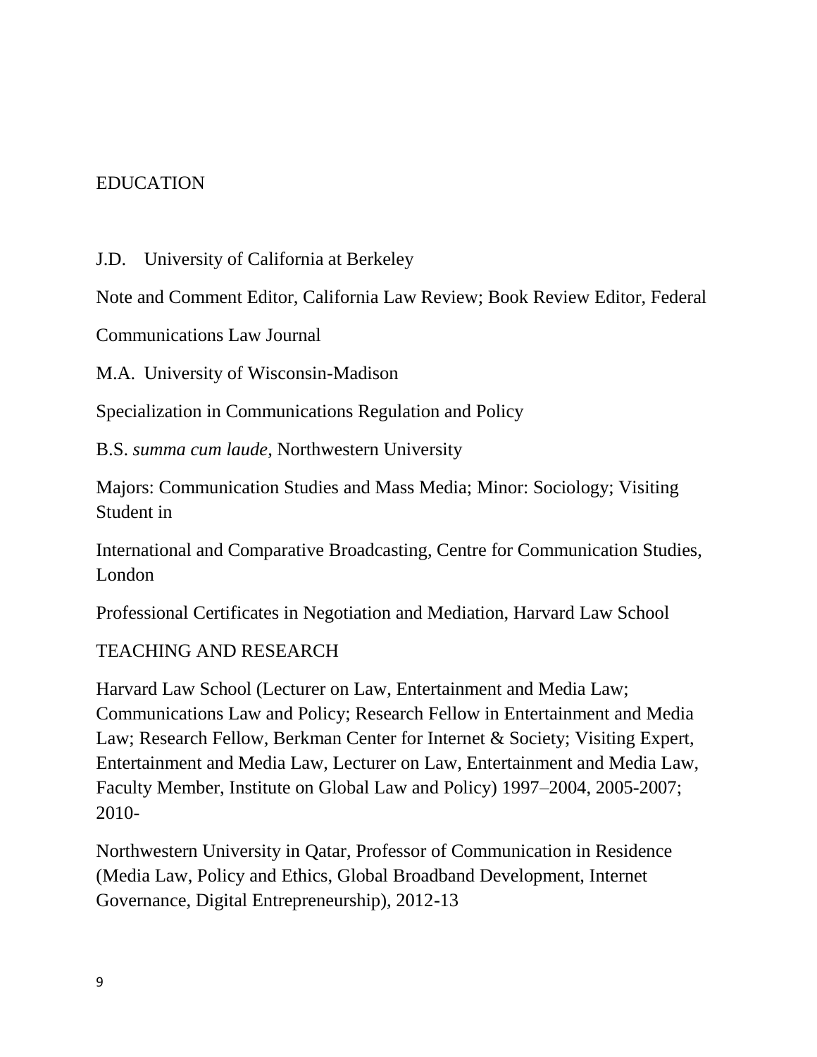## EDUCATION

J.D. University of California at Berkeley

Note and Comment Editor, California Law Review; Book Review Editor, Federal Communications Law Journal

M.A. University of Wisconsin-Madison

Specialization in Communications Regulation and Policy

B.S. *summa cum laude,* Northwestern University

Majors: Communication Studies and Mass Media; Minor: Sociology; Visiting Student in International and Comparative Broadcasting, Centre for Communication Studies, London

Professional Certificates in Negotiation and Mediation, Harvard Law School

## TEACHING AND RESEARCH

Harvard Law School (Lecturer on Law, Entertainment and Media Law; Communications Law and Policy; Research Fellow in Entertainment and Media Law; Research Fellow, Berkman Center for Internet & Society; Visiting Expert, Entertainment and Media Law, Lecturer on Law, Entertainment and Media Law, Faculty Member, Institute on Global Law and Policy) 1997–2004, 2005-2007; 2010-

Northwestern University in Qatar, Professor of Communication in Residence (Media Law, Policy and Ethics, Global Broadband Development, Internet Governance, Digital Entrepreneurship), 2012-13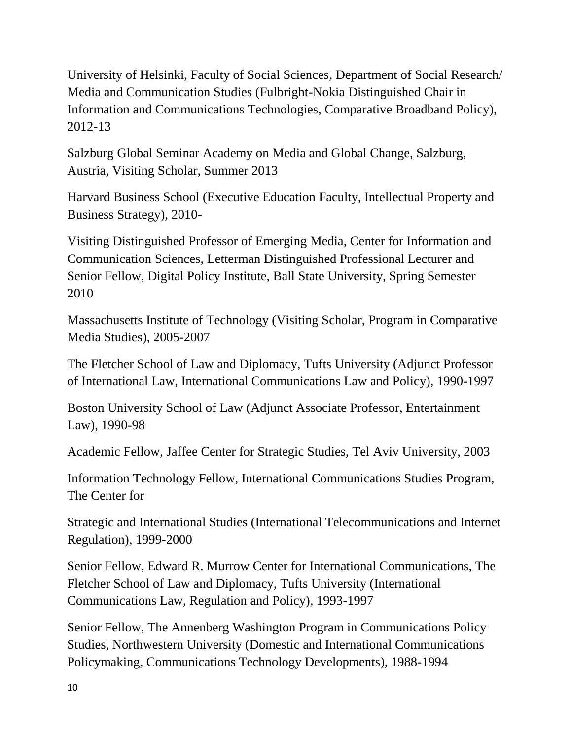University of Helsinki, Faculty of Social Sciences, Department of Social Research/ Media and Communication Studies (Fulbright-Nokia Distinguished Chair in Information and Communications Technologies, Comparative Broadband Policy), 2012-13

Salzburg Global Seminar Academy on Media and Global Change, Salzburg, Austria, Visiting Scholar, Summer 2013

Harvard Business School (Executive Education Faculty, Intellectual Property and Business Strategy), 2010-

Visiting Distinguished Professor of Emerging Media, Center for Information and Communication Sciences, Letterman Distinguished Professional Lecturer and Senior Fellow, Digital Policy Institute, Ball State University, Spring Semester 2010

Massachusetts Institute of Technology (Visiting Scholar, Program in Comparative Media Studies), 2005-2007

The Fletcher School of Law and Diplomacy, Tufts University (Adjunct Professor of International Law, International Communications Law and Policy), 1990-1997

Boston University School of Law (Adjunct Associate Professor, Entertainment Law), 1990-98

Academic Fellow, Jaffee Center for Strategic Studies, Tel Aviv University, 2003

Information Technology Fellow, International Communications Studies Program, The Center for

Strategic and International Studies (International Telecommunications and Internet Regulation), 1999-2000

Senior Fellow, Edward R. Murrow Center for International Communications, The Fletcher School of Law and Diplomacy, Tufts University (International Communications Law, Regulation and Policy), 1993-1997

Senior Fellow, The Annenberg Washington Program in Communications Policy Studies, Northwestern University (Domestic and International Communications Policymaking, Communications Technology Developments), 1988-1994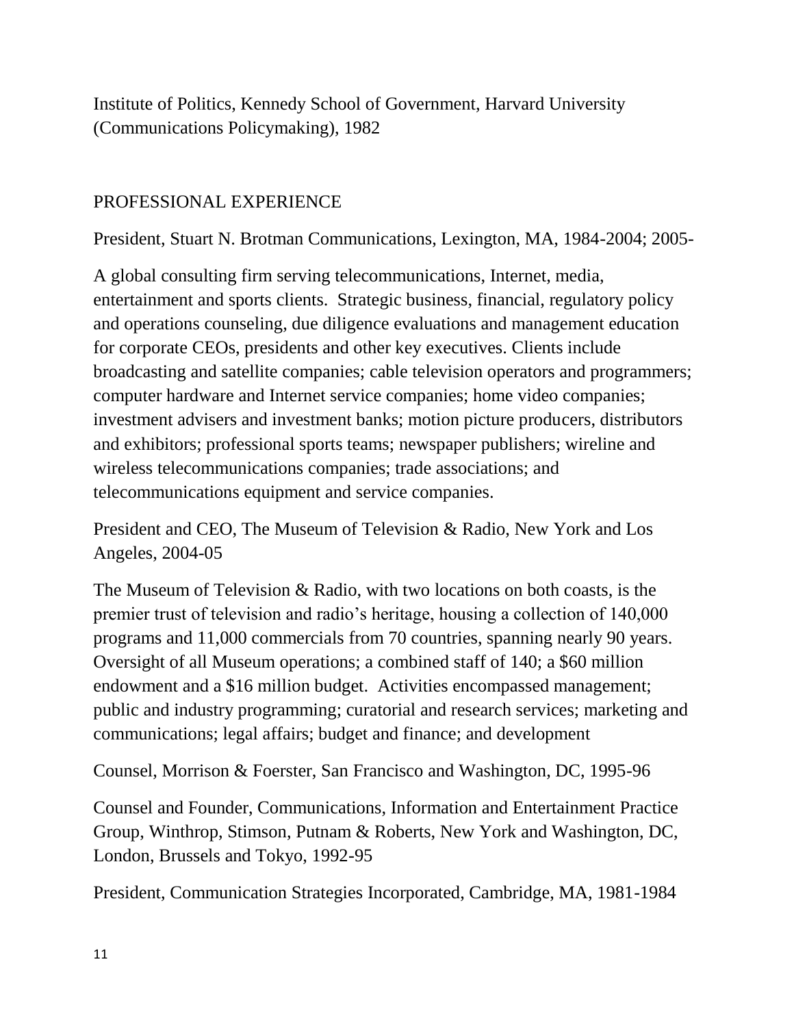Institute of Politics, Kennedy School of Government, Harvard University (Communications Policymaking), 1982

## PROFESSIONAL EXPERIENCE

President, Stuart N. Brotman Communications, Lexington, MA, 1984-2004; 2005-

A global consulting firm serving telecommunications, Internet, media, entertainment and sports clients. Strategic business, financial, regulatory policy and operations counseling, due diligence evaluations and management education for corporate CEOs, presidents and other key executives. Clients include broadcasting and satellite companies; cable television operators and programmers; computer hardware and Internet service companies; home video companies; investment advisers and investment banks; motion picture producers, distributors and exhibitors; professional sports teams; newspaper publishers; wireline and wireless telecommunications companies; trade associations; and telecommunications equipment and service companies.

President and CEO, The Museum of Television & Radio, New York and Los Angeles, 2004-05

The Museum of Television & Radio, with two locations on both coasts, is the premier trust of television and radio's heritage, housing a collection of 140,000 programs and 11,000 commercials from 70 countries, spanning nearly 90 years. Oversight of all Museum operations; a combined staff of 140; a $60 million endowment and a $16 million budget. Activities encompassed management; public and industry programming; curatorial and research services; marketing and communications; legal affairs; budget and finance; and development

Counsel, Morrison & Foerster, San Francisco and Washington, DC, 1995-96

Counsel and Founder, Communications, Information and Entertainment Practice Group, Winthrop, Stimson, Putnam & Roberts, New York and Washington, DC, London, Brussels and Tokyo, 1992-95

President, Communication Strategies Incorporated, Cambridge, MA, 1981-1984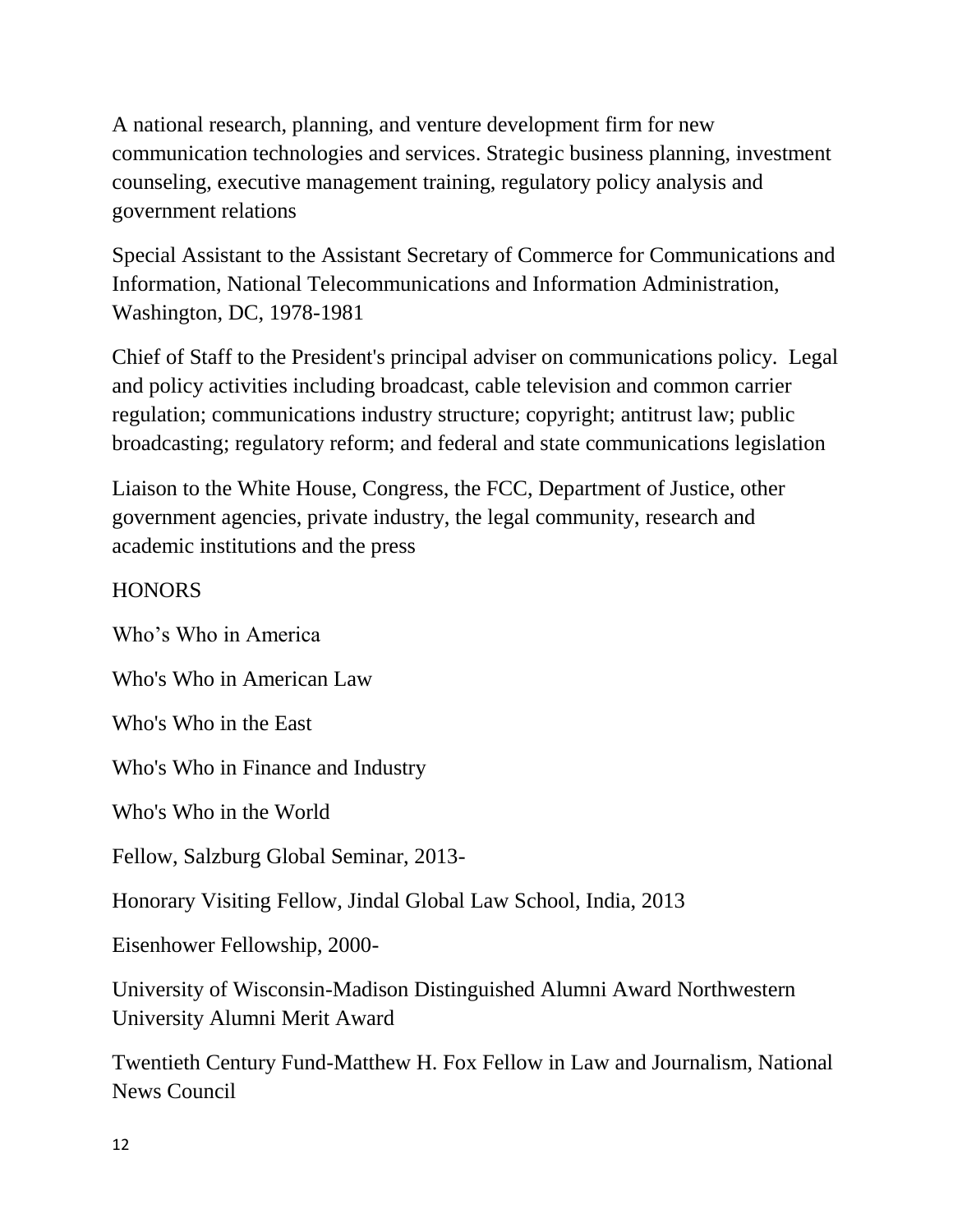A national research, planning, and venture development firm for new communication technologies and services. Strategic business planning, investment counseling, executive management training, regulatory policy analysis and government relations

Special Assistant to the Assistant Secretary of Commerce for Communications and Information, National Telecommunications and Information Administration, Washington, DC, 1978-1981

Chief of Staff to the President's principal adviser on communications policy. Legal and policy activities including broadcast, cable television and common carrier regulation; communications industry structure; copyright; antitrust law; public broadcasting; regulatory reform; and federal and state communications legislation

Liaison to the White House, Congress, the FCC, Department of Justice, other government agencies, private industry, the legal community, research and academic institutions and the press

## HONORS

Who's Who in America

Who's Who in American Law

Who's Who in the East

Who's Who in Finance and Industry

Who's Who in the World

Fellow, Salzburg Global Seminar, 2013-

Honorary Visiting Fellow, Jindal Global Law School, India, 2013

Eisenhower Fellowship, 2000-

University of Wisconsin-Madison Distinguished Alumni Award Northwestern University Alumni Merit Award

Twentieth Century Fund-Matthew H. Fox Fellow in Law and Journalism, National News Council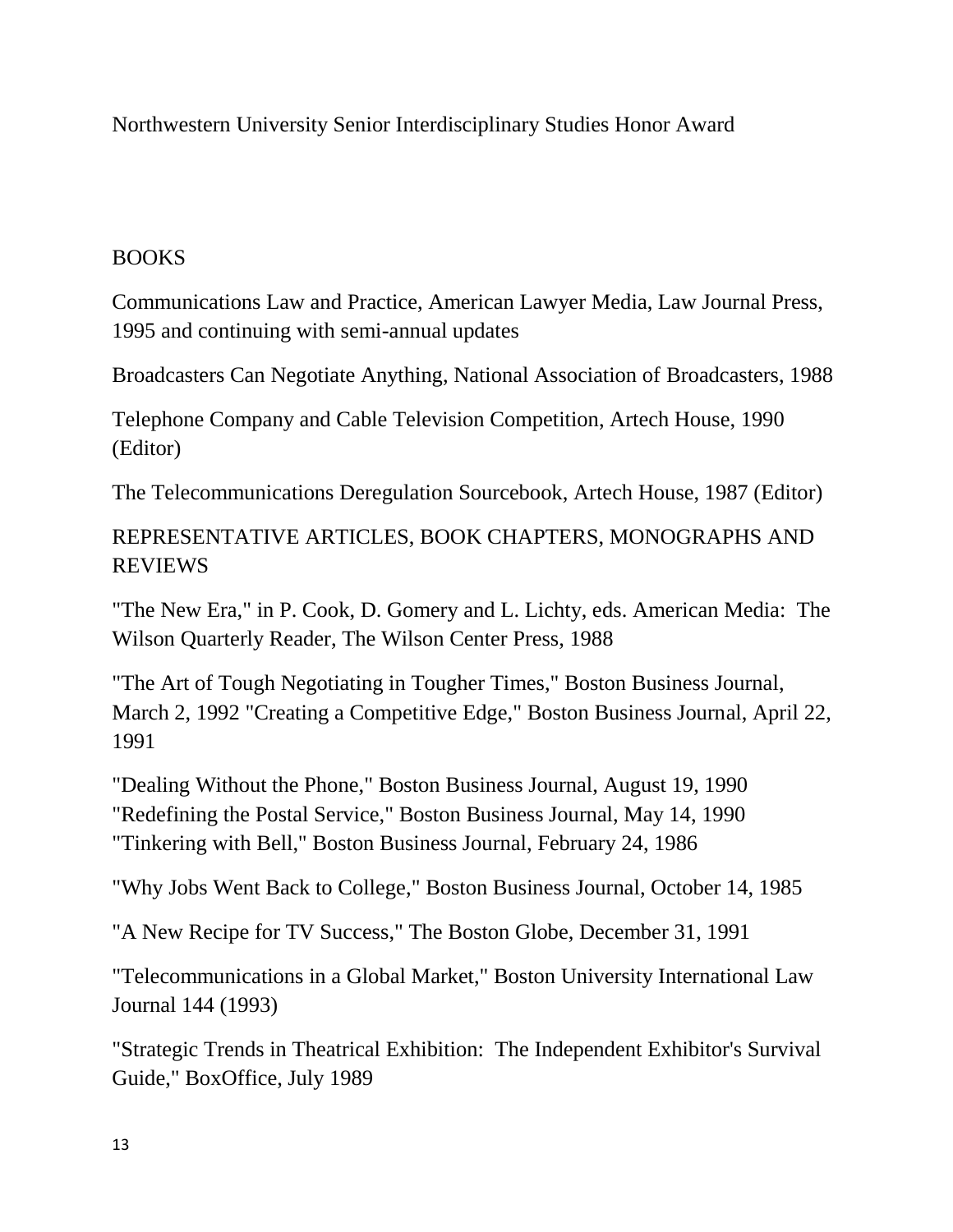Northwestern University Senior Interdisciplinary Studies Honor Award

## BOOKS

Communications Law and Practice, American Lawyer Media, Law Journal Press, 1995 and continuing with semi-annual updates

Broadcasters Can Negotiate Anything, National Association of Broadcasters, 1988

Telephone Company and Cable Television Competition, Artech House, 1990 (Editor)

The Telecommunications Deregulation Sourcebook, Artech House, 1987 (Editor)

## REPRESENTATIVE ARTICLES, BOOK CHAPTERS, MONOGRAPHS AND REVIEWS

"The New Era," in P. Cook, D. Gomery and L. Lichty, eds. American Media: The Wilson Quarterly Reader, The Wilson Center Press, 1988

"The Art of Tough Negotiating in Tougher Times," Boston Business Journal, March 2, 1992 "Creating a Competitive Edge," Boston Business Journal, April 22, 1991

"Dealing Without the Phone," Boston Business Journal, August 19, 1990
"Redefining the Postal Service," Boston Business Journal, May 14, 1990
"Tinkering with Bell," Boston Business Journal, February 24, 1986

"Why Jobs Went Back to College," Boston Business Journal, October 14, 1985

"A New Recipe for TV Success," The Boston Globe, December 31, 1991

"Telecommunications in a Global Market," Boston University International Law Journal 144 (1993)

"Strategic Trends in Theatrical Exhibition: The Independent Exhibitor's Survival Guide," BoxOffice, July 1989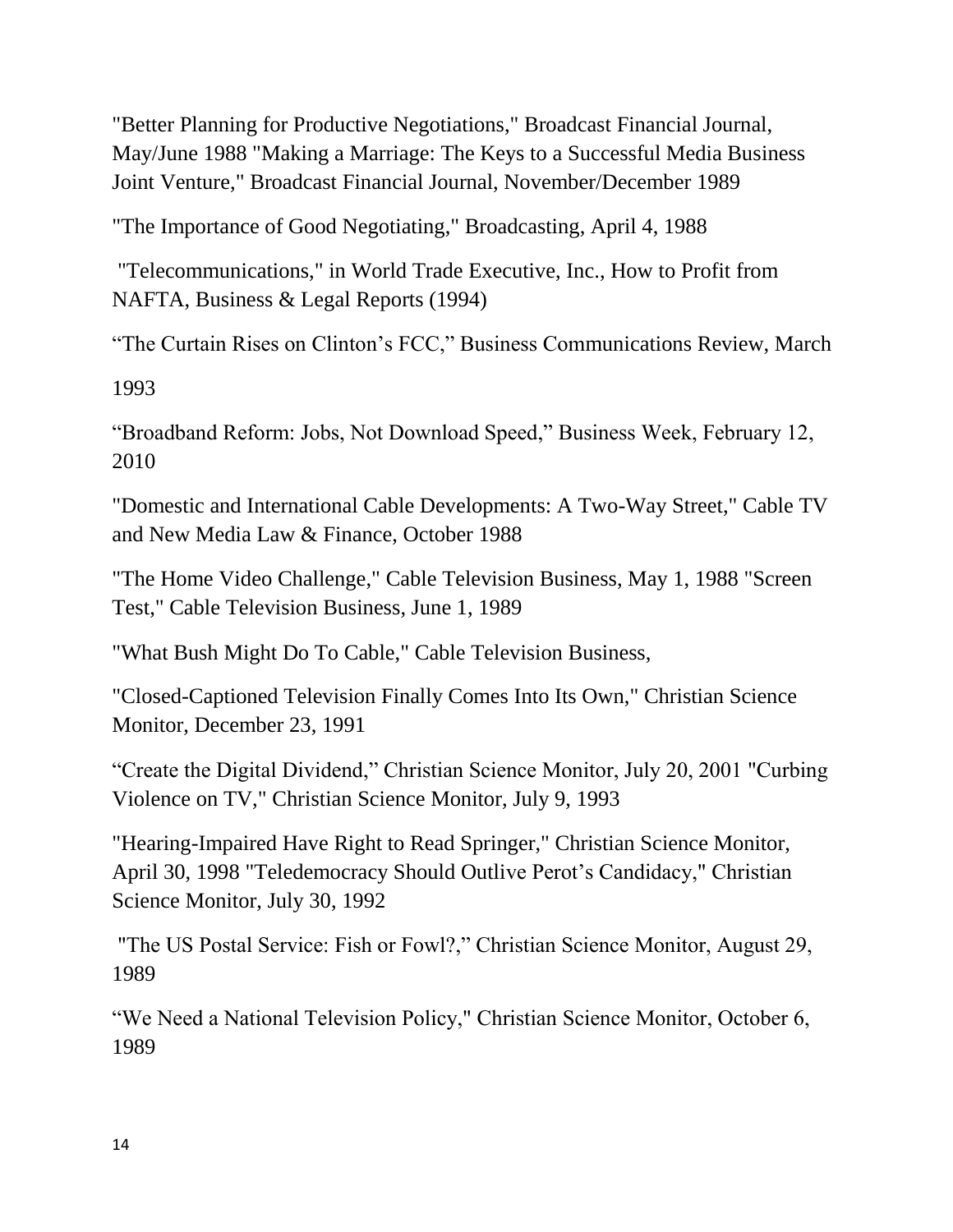"Better Planning for Productive Negotiations," Broadcast Financial Journal, May/June 1988 "Making a Marriage: The Keys to a Successful Media Business Joint Venture," Broadcast Financial Journal, November/December 1989

"The Importance of Good Negotiating," Broadcasting, April 4, 1988

"Telecommunications," in World Trade Executive, Inc., How to Profit from NAFTA, Business & Legal Reports (1994)

"The Curtain Rises on Clinton's FCC," Business Communications Review, March 1993

"Broadband Reform: Jobs, Not Download Speed," Business Week, February 12, 2010

"Domestic and International Cable Developments: A Two-Way Street," Cable TV and New Media Law & Finance, October 1988

"The Home Video Challenge," Cable Television Business, May 1, 1988 "Screen Test," Cable Television Business, June 1, 1989

"What Bush Might Do To Cable," Cable Television Business,

"Closed-Captioned Television Finally Comes Into Its Own," Christian Science Monitor, December 23, 1991

"Create the Digital Dividend," Christian Science Monitor, July 20, 2001 "Curbing Violence on TV," Christian Science Monitor, July 9, 1993

"Hearing-Impaired Have Right to Read Springer," Christian Science Monitor, April 30, 1998 "Teledemocracy Should Outlive Perot's Candidacy," Christian Science Monitor, July 30, 1992

"The US Postal Service: Fish or Fowl?," Christian Science Monitor, August 29, 1989

"We Need a National Television Policy," Christian Science Monitor, October 6, 1989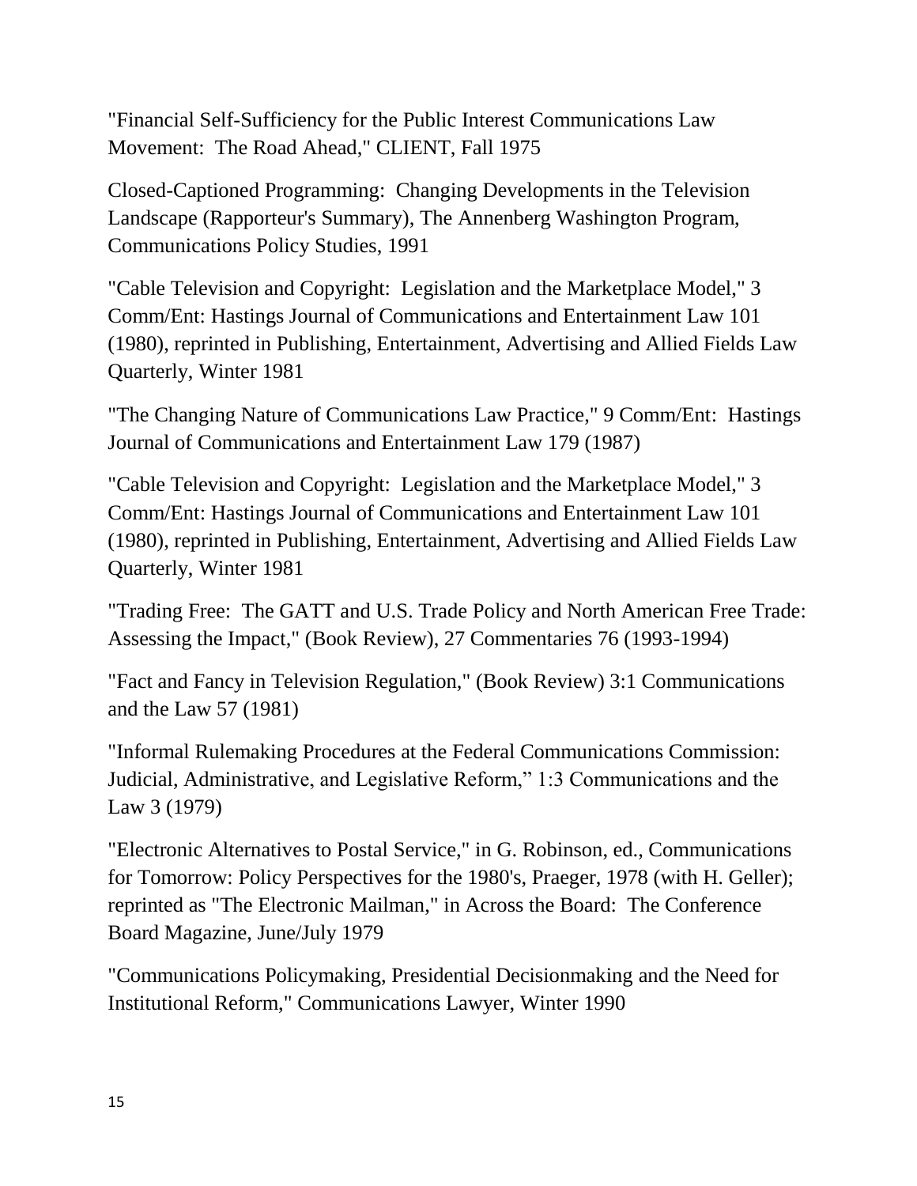"Financial Self-Sufficiency for the Public Interest Communications Law Movement: The Road Ahead," CLIENT, Fall 1975

Closed-Captioned Programming: Changing Developments in the Television Landscape (Rapporteur's Summary), The Annenberg Washington Program, Communications Policy Studies, 1991

"Cable Television and Copyright: Legislation and the Marketplace Model," 3 Comm/Ent: Hastings Journal of Communications and Entertainment Law 101 (1980), reprinted in Publishing, Entertainment, Advertising and Allied Fields Law Quarterly, Winter 1981

"The Changing Nature of Communications Law Practice," 9 Comm/Ent: Hastings Journal of Communications and Entertainment Law 179 (1987)

"Cable Television and Copyright: Legislation and the Marketplace Model," 3 Comm/Ent: Hastings Journal of Communications and Entertainment Law 101 (1980), reprinted in Publishing, Entertainment, Advertising and Allied Fields Law Quarterly, Winter 1981

"Trading Free: The GATT and U.S. Trade Policy and North American Free Trade: Assessing the Impact," (Book Review), 27 Commentaries 76 (1993-1994)

"Fact and Fancy in Television Regulation," (Book Review) 3:1 Communications and the Law 57 (1981)

"Informal Rulemaking Procedures at the Federal Communications Commission: Judicial, Administrative, and Legislative Reform," 1:3 Communications and the Law 3 (1979)

"Electronic Alternatives to Postal Service," in G. Robinson, ed., Communications for Tomorrow: Policy Perspectives for the 1980's, Praeger, 1978 (with H. Geller); reprinted as "The Electronic Mailman," in Across the Board: The Conference Board Magazine, June/July 1979

"Communications Policymaking, Presidential Decisionmaking and the Need for Institutional Reform," Communications Lawyer, Winter 1990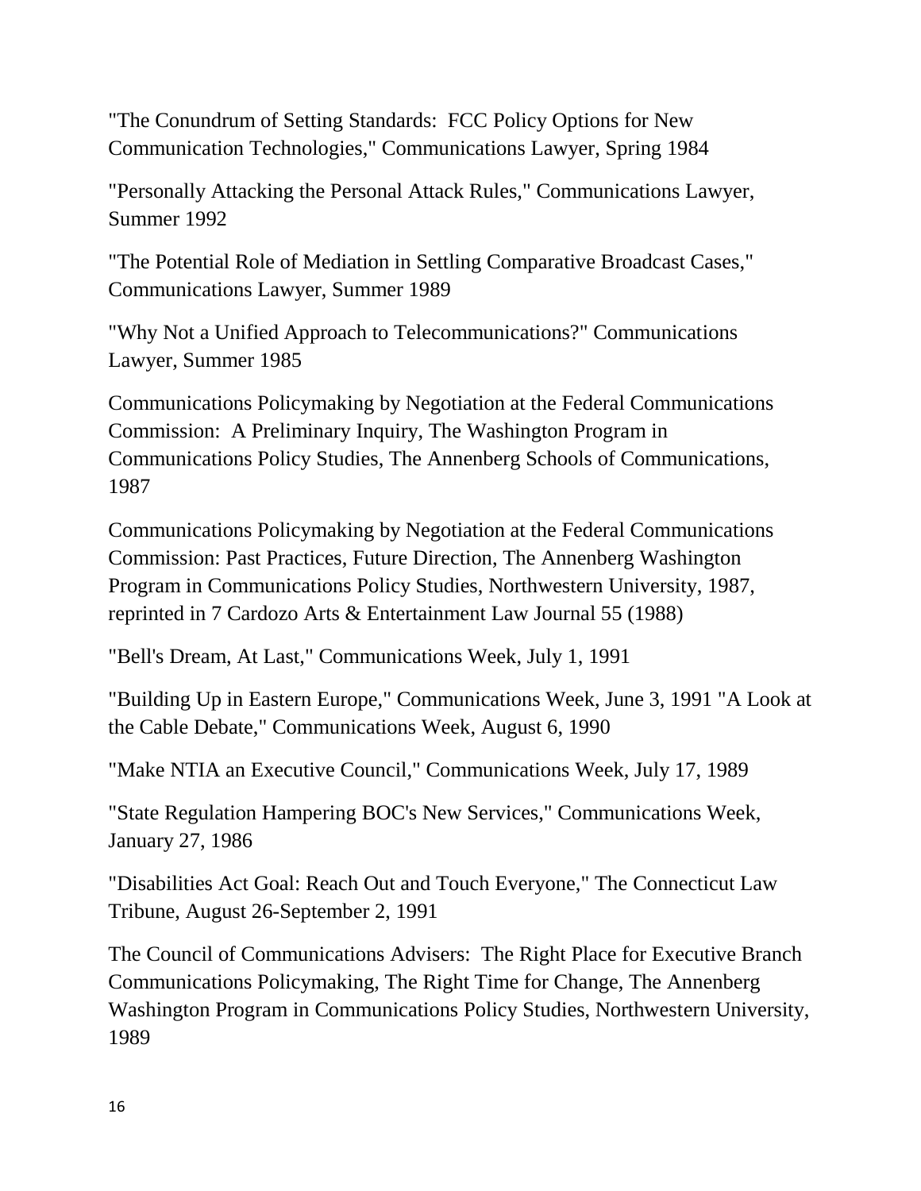"The Conundrum of Setting Standards: FCC Policy Options for New Communication Technologies," Communications Lawyer, Spring 1984

"Personally Attacking the Personal Attack Rules," Communications Lawyer, Summer 1992

"The Potential Role of Mediation in Settling Comparative Broadcast Cases," Communications Lawyer, Summer 1989

"Why Not a Unified Approach to Telecommunications?" Communications Lawyer, Summer 1985

Communications Policymaking by Negotiation at the Federal Communications Commission: A Preliminary Inquiry, The Washington Program in Communications Policy Studies, The Annenberg Schools of Communications, 1987

Communications Policymaking by Negotiation at the Federal Communications Commission: Past Practices, Future Direction, The Annenberg Washington Program in Communications Policy Studies, Northwestern University, 1987, reprinted in 7 Cardozo Arts & Entertainment Law Journal 55 (1988)

"Bell's Dream, At Last," Communications Week, July 1, 1991

"Building Up in Eastern Europe," Communications Week, June 3, 1991 "A Look at the Cable Debate," Communications Week, August 6, 1990

"Make NTIA an Executive Council," Communications Week, July 17, 1989

"State Regulation Hampering BOC's New Services," Communications Week, January 27, 1986

"Disabilities Act Goal: Reach Out and Touch Everyone," The Connecticut Law Tribune, August 26-September 2, 1991

The Council of Communications Advisers: The Right Place for Executive Branch Communications Policymaking, The Right Time for Change, The Annenberg Washington Program in Communications Policy Studies, Northwestern University, 1989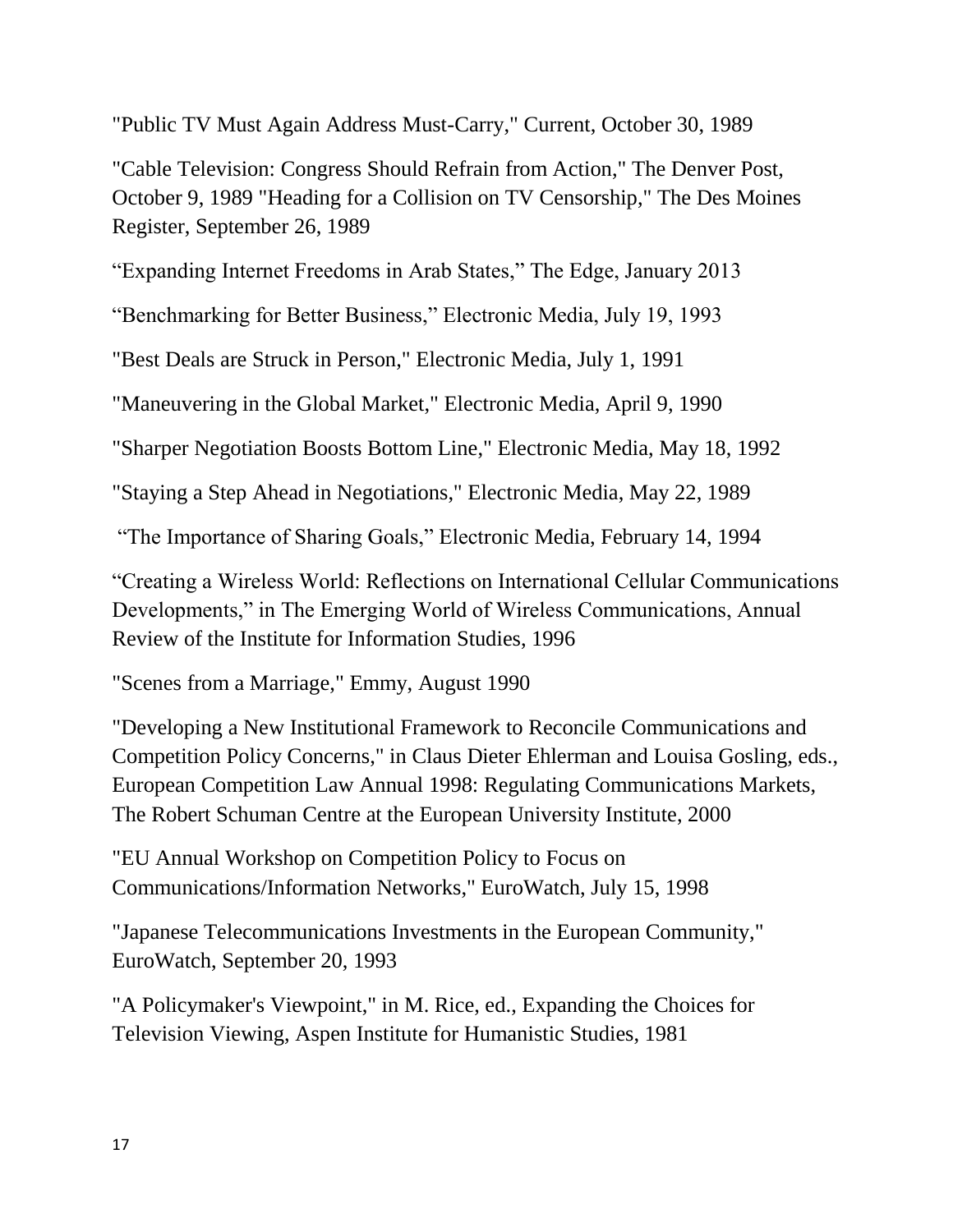"Public TV Must Again Address Must-Carry," Current, October 30, 1989

"Cable Television: Congress Should Refrain from Action," The Denver Post, October 9, 1989 "Heading for a Collision on TV Censorship," The Des Moines Register, September 26, 1989

"Expanding Internet Freedoms in Arab States," The Edge, January 2013

"Benchmarking for Better Business," Electronic Media, July 19, 1993

"Best Deals are Struck in Person," Electronic Media, July 1, 1991

"Maneuvering in the Global Market," Electronic Media, April 9, 1990

"Sharper Negotiation Boosts Bottom Line," Electronic Media, May 18, 1992

"Staying a Step Ahead in Negotiations," Electronic Media, May 22, 1989

"The Importance of Sharing Goals," Electronic Media, February 14, 1994

"Creating a Wireless World: Reflections on International Cellular Communications Developments," in The Emerging World of Wireless Communications, Annual Review of the Institute for Information Studies, 1996

"Scenes from a Marriage," Emmy, August 1990

"Developing a New Institutional Framework to Reconcile Communications and Competition Policy Concerns," in Claus Dieter Ehlerman and Louisa Gosling, eds., European Competition Law Annual 1998: Regulating Communications Markets, The Robert Schuman Centre at the European University Institute, 2000

"EU Annual Workshop on Competition Policy to Focus on Communications/Information Networks," EuroWatch, July 15, 1998

"Japanese Telecommunications Investments in the European Community," EuroWatch, September 20, 1993

"A Policymaker's Viewpoint," in M. Rice, ed., Expanding the Choices for Television Viewing, Aspen Institute for Humanistic Studies, 1981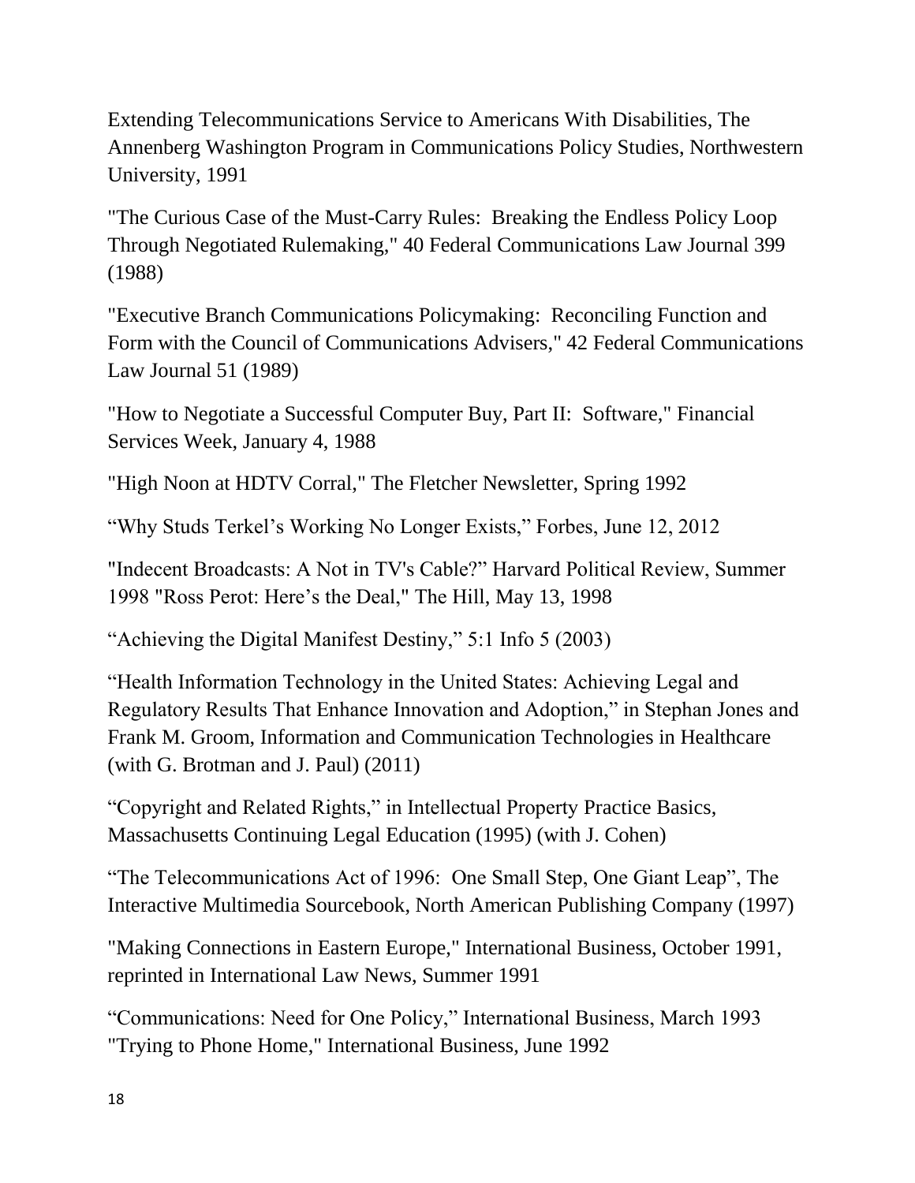Extending Telecommunications Service to Americans With Disabilities, The Annenberg Washington Program in Communications Policy Studies, Northwestern University, 1991

"The Curious Case of the Must-Carry Rules: Breaking the Endless Policy Loop Through Negotiated Rulemaking," 40 Federal Communications Law Journal 399 (1988)

"Executive Branch Communications Policymaking: Reconciling Function and Form with the Council of Communications Advisers," 42 Federal Communications Law Journal 51 (1989)

"How to Negotiate a Successful Computer Buy, Part II: Software," Financial Services Week, January 4, 1988

"High Noon at HDTV Corral," The Fletcher Newsletter, Spring 1992

"Why Studs Terkel's Working No Longer Exists," Forbes, June 12, 2012

"Indecent Broadcasts: A Not in TV's Cable?" Harvard Political Review, Summer 1998 "Ross Perot: Here's the Deal," The Hill, May 13, 1998

"Achieving the Digital Manifest Destiny," 5:1 Info 5 (2003)

"Health Information Technology in the United States: Achieving Legal and Regulatory Results That Enhance Innovation and Adoption," in Stephan Jones and Frank M. Groom, Information and Communication Technologies in Healthcare (with G. Brotman and J. Paul) (2011)

"Copyright and Related Rights," in Intellectual Property Practice Basics, Massachusetts Continuing Legal Education (1995) (with J. Cohen)

"The Telecommunications Act of 1996: One Small Step, One Giant Leap", The Interactive Multimedia Sourcebook, North American Publishing Company (1997)

"Making Connections in Eastern Europe," International Business, October 1991, reprinted in International Law News, Summer 1991

"Communications: Need for One Policy," International Business, March 1993 "Trying to Phone Home," International Business, June 1992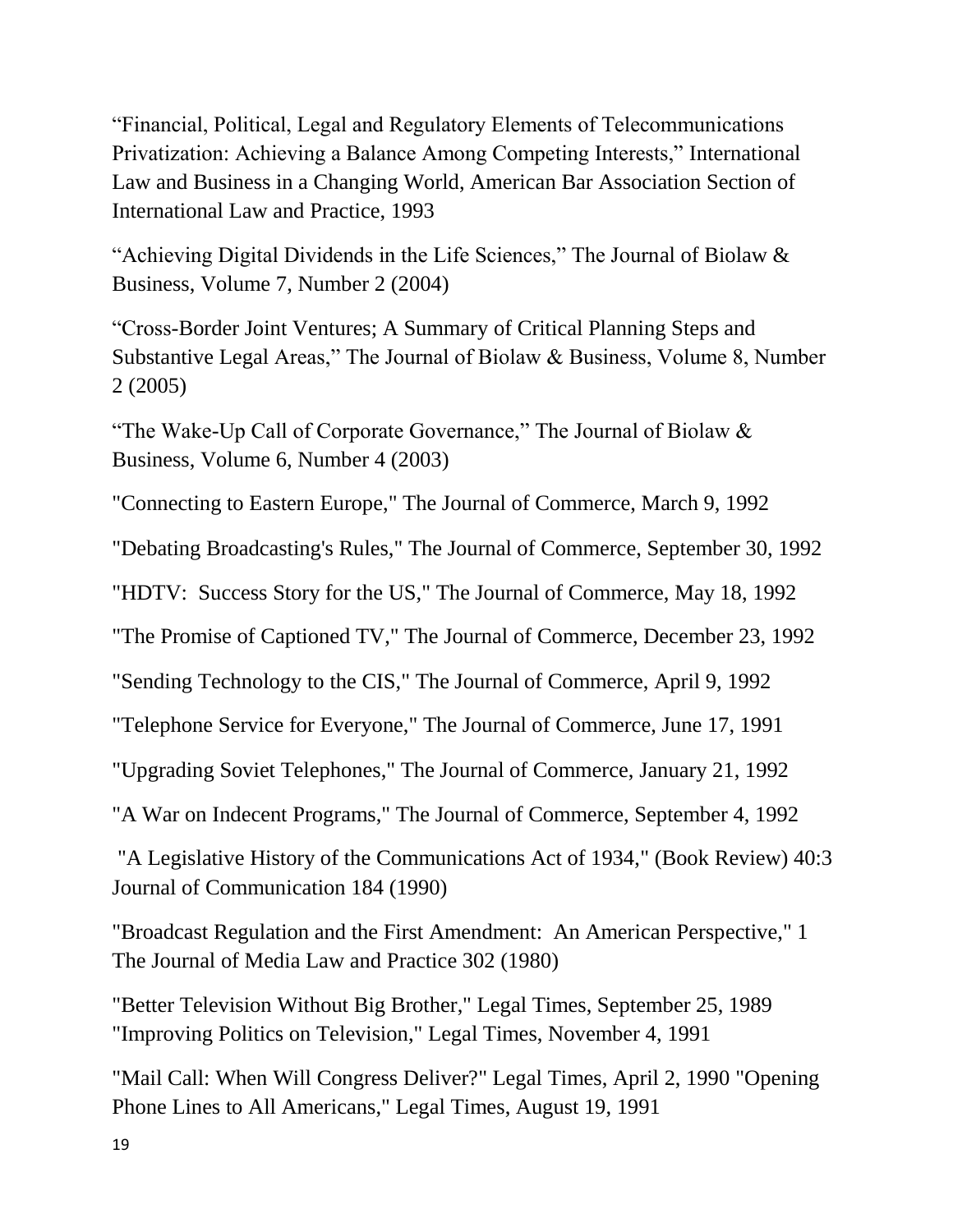"Financial, Political, Legal and Regulatory Elements of Telecommunications Privatization: Achieving a Balance Among Competing Interests," International Law and Business in a Changing World, American Bar Association Section of International Law and Practice, 1993

"Achieving Digital Dividends in the Life Sciences," The Journal of Biolaw & Business, Volume 7, Number 2 (2004)

"Cross-Border Joint Ventures; A Summary of Critical Planning Steps and Substantive Legal Areas," The Journal of Biolaw & Business, Volume 8, Number 2 (2005)

"The Wake-Up Call of Corporate Governance," The Journal of Biolaw & Business, Volume 6, Number 4 (2003)

"Connecting to Eastern Europe," The Journal of Commerce, March 9, 1992

"Debating Broadcasting's Rules," The Journal of Commerce, September 30, 1992

"HDTV: Success Story for the US," The Journal of Commerce, May 18, 1992

"The Promise of Captioned TV," The Journal of Commerce, December 23, 1992

"Sending Technology to the CIS," The Journal of Commerce, April 9, 1992

"Telephone Service for Everyone," The Journal of Commerce, June 17, 1991

"Upgrading Soviet Telephones," The Journal of Commerce, January 21, 1992

"A War on Indecent Programs," The Journal of Commerce, September 4, 1992

"A Legislative History of the Communications Act of 1934," (Book Review) 40:3 Journal of Communication 184 (1990)

"Broadcast Regulation and the First Amendment: An American Perspective," 1 The Journal of Media Law and Practice 302 (1980)

"Better Television Without Big Brother," Legal Times, September 25, 1989
"Improving Politics on Television," Legal Times, November 4, 1991

"Mail Call: When Will Congress Deliver?" Legal Times, April 2, 1990 "Opening Phone Lines to All Americans," Legal Times, August 19, 1991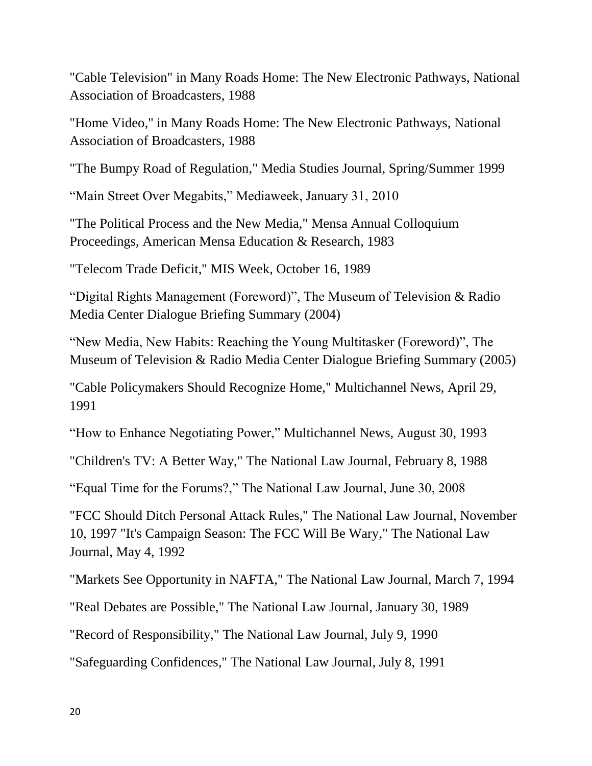"Cable Television" in Many Roads Home: The New Electronic Pathways, National Association of Broadcasters, 1988

"Home Video," in Many Roads Home: The New Electronic Pathways, National Association of Broadcasters, 1988

"The Bumpy Road of Regulation," Media Studies Journal, Spring/Summer 1999

"Main Street Over Megabits," Mediaweek, January 31, 2010

"The Political Process and the New Media," Mensa Annual Colloquium Proceedings, American Mensa Education & Research, 1983

"Telecom Trade Deficit," MIS Week, October 16, 1989

"Digital Rights Management (Foreword)", The Museum of Television & Radio Media Center Dialogue Briefing Summary (2004)

"New Media, New Habits: Reaching the Young Multitasker (Foreword)", The Museum of Television & Radio Media Center Dialogue Briefing Summary (2005)

"Cable Policymakers Should Recognize Home," Multichannel News, April 29, 1991

"How to Enhance Negotiating Power," Multichannel News, August 30, 1993

"Children's TV: A Better Way," The National Law Journal, February 8, 1988

"Equal Time for the Forums?," The National Law Journal, June 30, 2008

"FCC Should Ditch Personal Attack Rules," The National Law Journal, November 10, 1997 "It's Campaign Season: The FCC Will Be Wary," The National Law Journal, May 4, 1992

"Markets See Opportunity in NAFTA," The National Law Journal, March 7, 1994

"Real Debates are Possible," The National Law Journal, January 30, 1989

"Record of Responsibility," The National Law Journal, July 9, 1990

"Safeguarding Confidences," The National Law Journal, July 8, 1991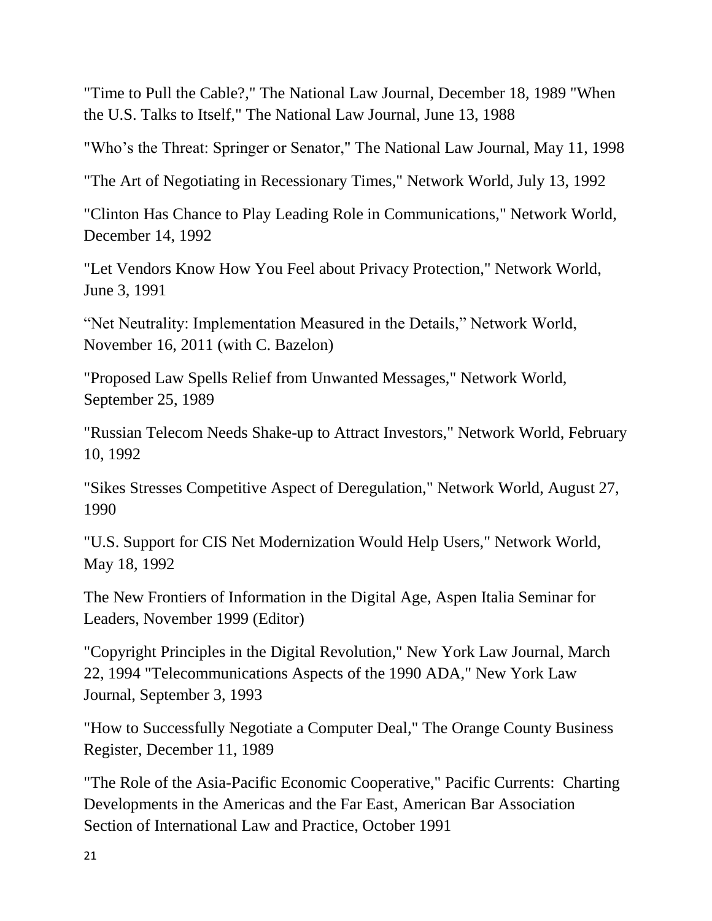"Time to Pull the Cable?," The National Law Journal, December 18, 1989 "When the U.S. Talks to Itself," The National Law Journal, June 13, 1988

"Who's the Threat: Springer or Senator," The National Law Journal, May 11, 1998

"The Art of Negotiating in Recessionary Times," Network World, July 13, 1992

"Clinton Has Chance to Play Leading Role in Communications," Network World, December 14, 1992

"Let Vendors Know How You Feel about Privacy Protection," Network World, June 3, 1991

"Net Neutrality: Implementation Measured in the Details," Network World, November 16, 2011 (with C. Bazelon)

"Proposed Law Spells Relief from Unwanted Messages," Network World, September 25, 1989

"Russian Telecom Needs Shake-up to Attract Investors," Network World, February 10, 1992

"Sikes Stresses Competitive Aspect of Deregulation," Network World, August 27, 1990

"U.S. Support for CIS Net Modernization Would Help Users," Network World, May 18, 1992

The New Frontiers of Information in the Digital Age, Aspen Italia Seminar for Leaders, November 1999 (Editor)

"Copyright Principles in the Digital Revolution," New York Law Journal, March 22, 1994 "Telecommunications Aspects of the 1990 ADA," New York Law Journal, September 3, 1993

"How to Successfully Negotiate a Computer Deal," The Orange County Business Register, December 11, 1989

"The Role of the Asia-Pacific Economic Cooperative," Pacific Currents: Charting Developments in the Americas and the Far East, American Bar Association Section of International Law and Practice, October 1991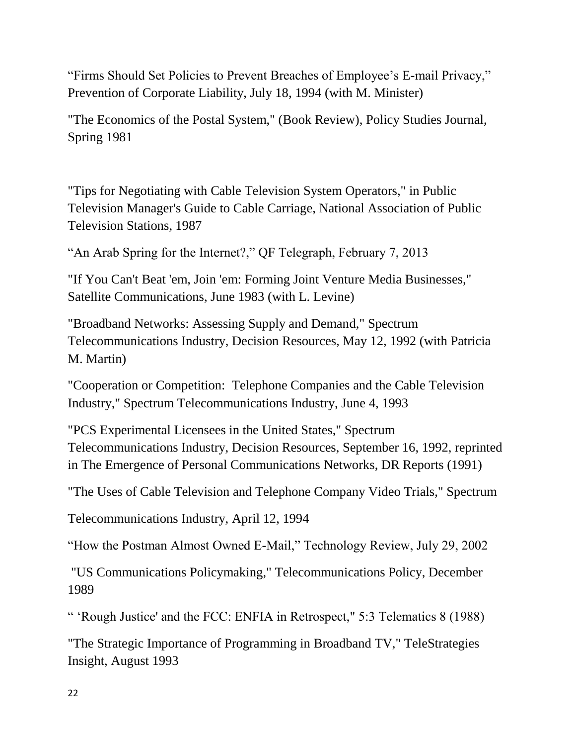“Firms Should Set Policies to Prevent Breaches of Employee’s E-mail Privacy,” Prevention of Corporate Liability, July 18, 1994 (with M. Minister)

"The Economics of the Postal System," (Book Review), Policy Studies Journal, Spring 1981

"Tips for Negotiating with Cable Television System Operators," in Public Television Manager's Guide to Cable Carriage, National Association of Public Television Stations, 1987

“An Arab Spring for the Internet?,” QF Telegraph, February 7, 2013

"If You Can't Beat 'em, Join 'em: Forming Joint Venture Media Businesses," Satellite Communications, June 1983 (with L. Levine)

"Broadband Networks: Assessing Supply and Demand," Spectrum Telecommunications Industry, Decision Resources, May 12, 1992 (with Patricia M. Martin)

"Cooperation or Competition: Telephone Companies and the Cable Television Industry," Spectrum Telecommunications Industry, June 4, 1993

"PCS Experimental Licensees in the United States," Spectrum Telecommunications Industry, Decision Resources, September 16, 1992, reprinted in The Emergence of Personal Communications Networks, DR Reports (1991)

"The Uses of Cable Television and Telephone Company Video Trials," Spectrum Telecommunications Industry, April 12, 1994

“How the Postman Almost Owned E-Mail,” Technology Review, July 29, 2002

"US Communications Policymaking," Telecommunications Policy, December 1989

“ ‘Rough Justice' and the FCC: ENFIA in Retrospect," 5:3 Telematics 8 (1988)

"The Strategic Importance of Programming in Broadband TV," TeleStrategies Insight, August 1993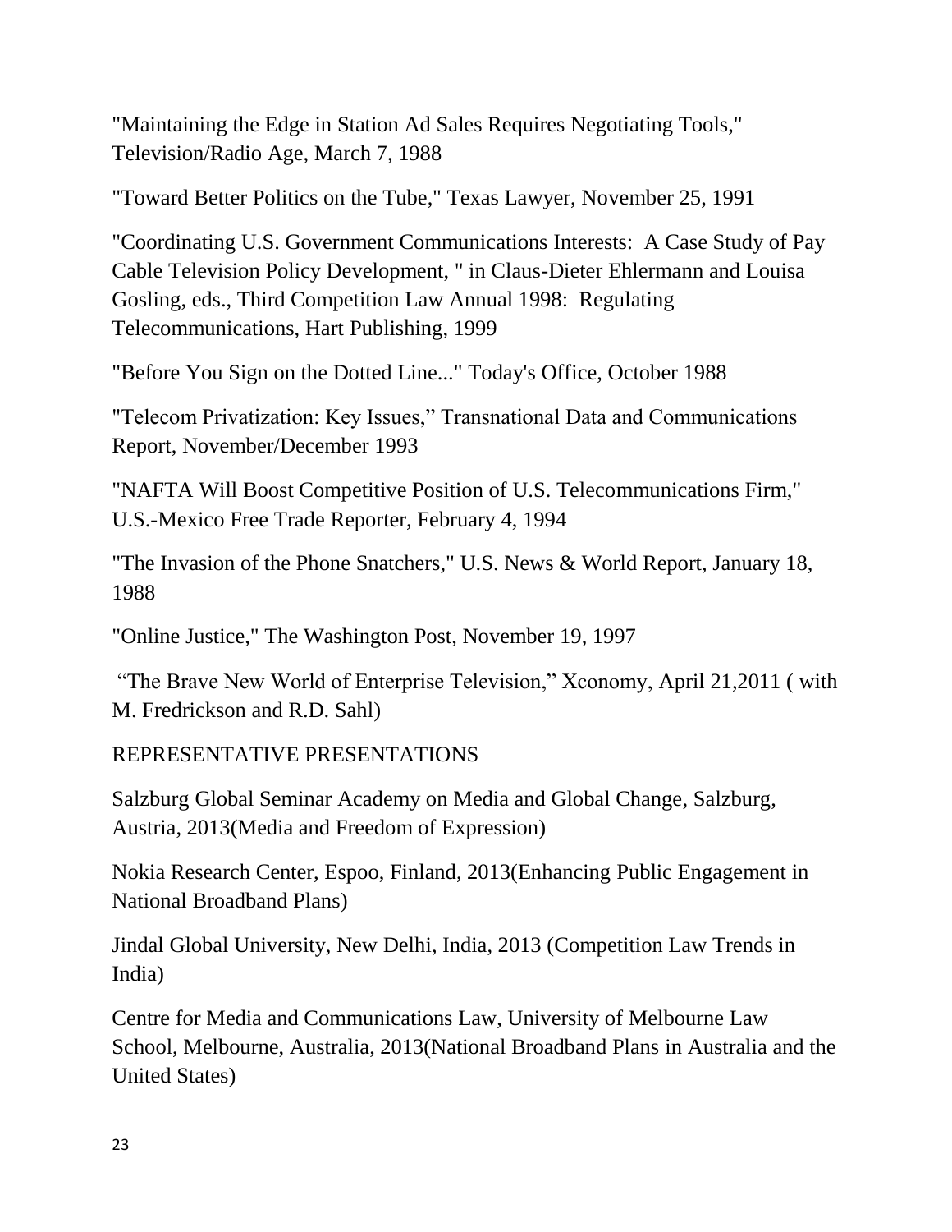"Maintaining the Edge in Station Ad Sales Requires Negotiating Tools," Television/Radio Age, March 7, 1988

"Toward Better Politics on the Tube," Texas Lawyer, November 25, 1991

"Coordinating U.S. Government Communications Interests: A Case Study of Pay Cable Television Policy Development, " in Claus-Dieter Ehlermann and Louisa Gosling, eds., Third Competition Law Annual 1998: Regulating Telecommunications, Hart Publishing, 1999

"Before You Sign on the Dotted Line..." Today's Office, October 1988

"Telecom Privatization: Key Issues," Transnational Data and Communications Report, November/December 1993

"NAFTA Will Boost Competitive Position of U.S. Telecommunications Firm," U.S.-Mexico Free Trade Reporter, February 4, 1994

"The Invasion of the Phone Snatchers," U.S. News & World Report, January 18, 1988

"Online Justice," The Washington Post, November 19, 1997

"The Brave New World of Enterprise Television," Xconomy, April 21,2011 ( with M. Fredrickson and R.D. Sahl)

REPRESENTATIVE PRESENTATIONS

Salzburg Global Seminar Academy on Media and Global Change, Salzburg, Austria, 2013(Media and Freedom of Expression)

Nokia Research Center, Espoo, Finland, 2013(Enhancing Public Engagement in National Broadband Plans)

Jindal Global University, New Delhi, India, 2013 (Competition Law Trends in India)

Centre for Media and Communications Law, University of Melbourne Law School, Melbourne, Australia, 2013(National Broadband Plans in Australia and the United States)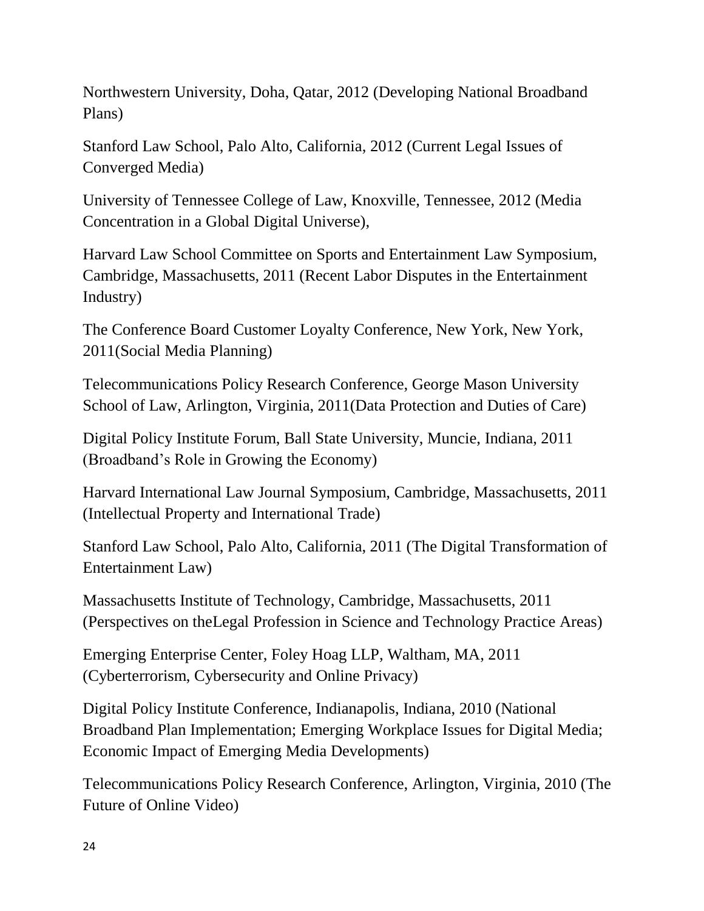Northwestern University, Doha, Qatar, 2012 (Developing National Broadband Plans)

Stanford Law School, Palo Alto, California, 2012 (Current Legal Issues of Converged Media)

University of Tennessee College of Law, Knoxville, Tennessee, 2012 (Media Concentration in a Global Digital Universe),

Harvard Law School Committee on Sports and Entertainment Law Symposium, Cambridge, Massachusetts, 2011 (Recent Labor Disputes in the Entertainment Industry)

The Conference Board Customer Loyalty Conference, New York, New York, 2011(Social Media Planning)

Telecommunications Policy Research Conference, George Mason University School of Law, Arlington, Virginia, 2011(Data Protection and Duties of Care)

Digital Policy Institute Forum, Ball State University, Muncie, Indiana, 2011 (Broadband's Role in Growing the Economy)

Harvard International Law Journal Symposium, Cambridge, Massachusetts, 2011 (Intellectual Property and International Trade)

Stanford Law School, Palo Alto, California, 2011 (The Digital Transformation of Entertainment Law)

Massachusetts Institute of Technology, Cambridge, Massachusetts, 2011 (Perspectives on theLegal Profession in Science and Technology Practice Areas)

Emerging Enterprise Center, Foley Hoag LLP, Waltham, MA, 2011 (Cyberterrorism, Cybersecurity and Online Privacy)

Digital Policy Institute Conference, Indianapolis, Indiana, 2010 (National Broadband Plan Implementation; Emerging Workplace Issues for Digital Media; Economic Impact of Emerging Media Developments)

Telecommunications Policy Research Conference, Arlington, Virginia, 2010 (The Future of Online Video)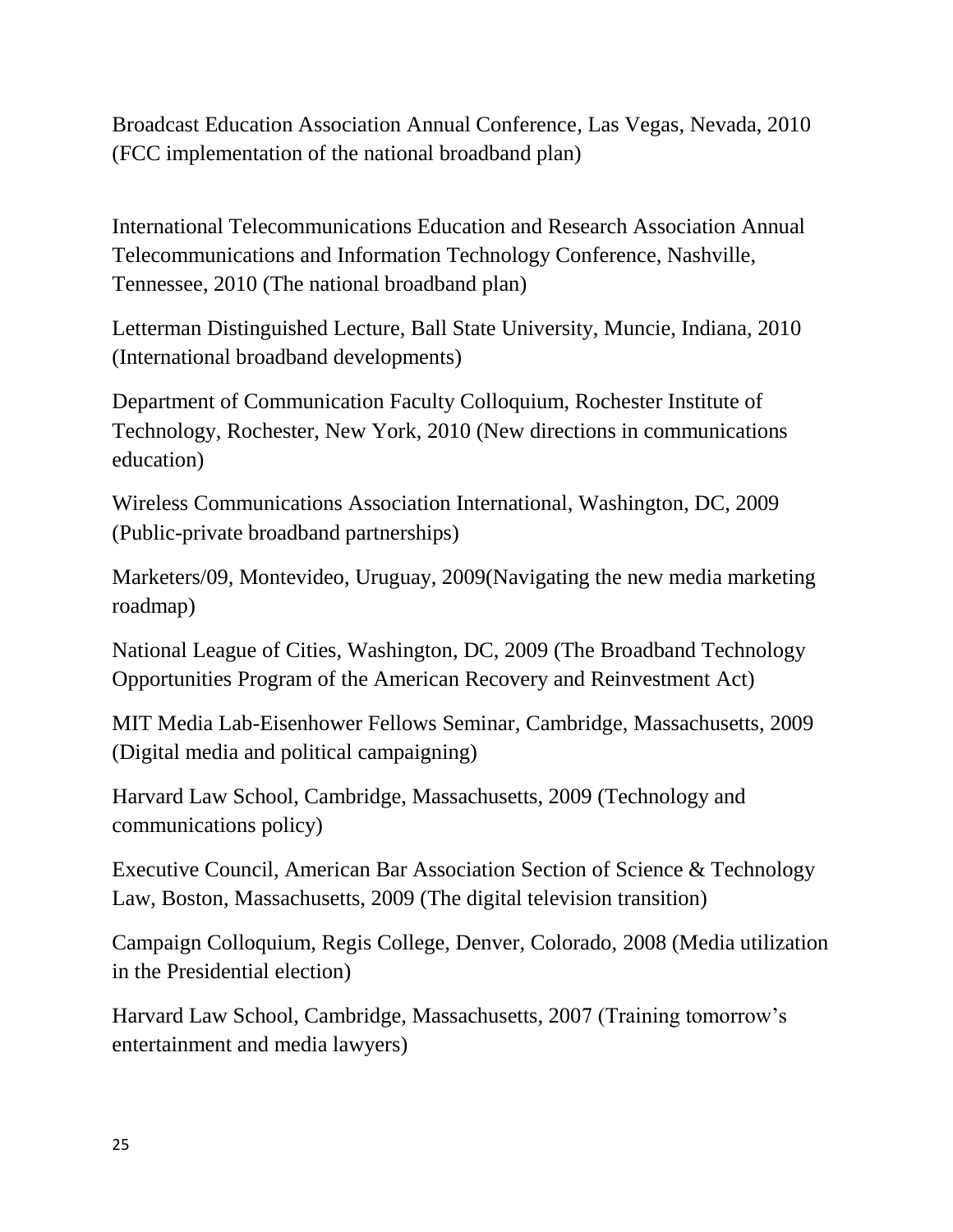Broadcast Education Association Annual Conference, Las Vegas, Nevada, 2010 (FCC implementation of the national broadband plan)

International Telecommunications Education and Research Association Annual Telecommunications and Information Technology Conference, Nashville, Tennessee, 2010 (The national broadband plan)

Letterman Distinguished Lecture, Ball State University, Muncie, Indiana, 2010 (International broadband developments)

Department of Communication Faculty Colloquium, Rochester Institute of Technology, Rochester, New York, 2010 (New directions in communications education)

Wireless Communications Association International, Washington, DC, 2009 (Public-private broadband partnerships)

Marketers/09, Montevideo, Uruguay, 2009(Navigating the new media marketing roadmap)

National League of Cities, Washington, DC, 2009 (The Broadband Technology Opportunities Program of the American Recovery and Reinvestment Act)

MIT Media Lab-Eisenhower Fellows Seminar, Cambridge, Massachusetts, 2009 (Digital media and political campaigning)

Harvard Law School, Cambridge, Massachusetts, 2009 (Technology and communications policy)

Executive Council, American Bar Association Section of Science & Technology Law, Boston, Massachusetts, 2009 (The digital television transition)

Campaign Colloquium, Regis College, Denver, Colorado, 2008 (Media utilization in the Presidential election)

Harvard Law School, Cambridge, Massachusetts, 2007 (Training tomorrow's entertainment and media lawyers)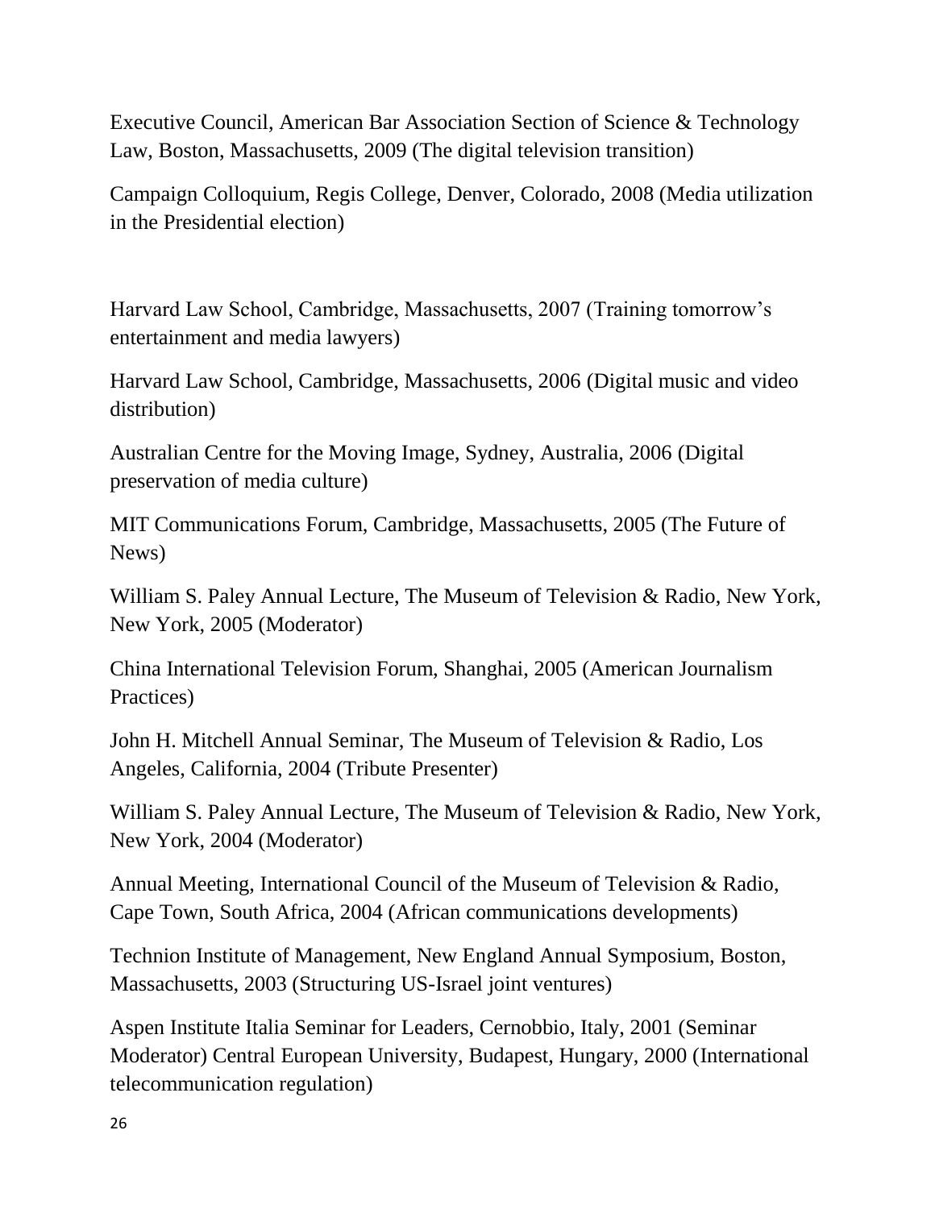Executive Council, American Bar Association Section of Science & Technology Law, Boston, Massachusetts, 2009 (The digital television transition)

Campaign Colloquium, Regis College, Denver, Colorado, 2008 (Media utilization in the Presidential election)

Harvard Law School, Cambridge, Massachusetts, 2007 (Training tomorrow's entertainment and media lawyers)

Harvard Law School, Cambridge, Massachusetts, 2006 (Digital music and video distribution)

Australian Centre for the Moving Image, Sydney, Australia, 2006 (Digital preservation of media culture)

MIT Communications Forum, Cambridge, Massachusetts, 2005 (The Future of News)

William S. Paley Annual Lecture, The Museum of Television & Radio, New York, New York, 2005 (Moderator)

China International Television Forum, Shanghai, 2005 (American Journalism Practices)

John H. Mitchell Annual Seminar, The Museum of Television & Radio, Los Angeles, California, 2004 (Tribute Presenter)

William S. Paley Annual Lecture, The Museum of Television & Radio, New York, New York, 2004 (Moderator)

Annual Meeting, International Council of the Museum of Television & Radio, Cape Town, South Africa, 2004 (African communications developments)

Technion Institute of Management, New England Annual Symposium, Boston, Massachusetts, 2003 (Structuring US-Israel joint ventures)

Aspen Institute Italia Seminar for Leaders, Cernobbio, Italy, 2001 (Seminar Moderator) Central European University, Budapest, Hungary, 2000 (International telecommunication regulation)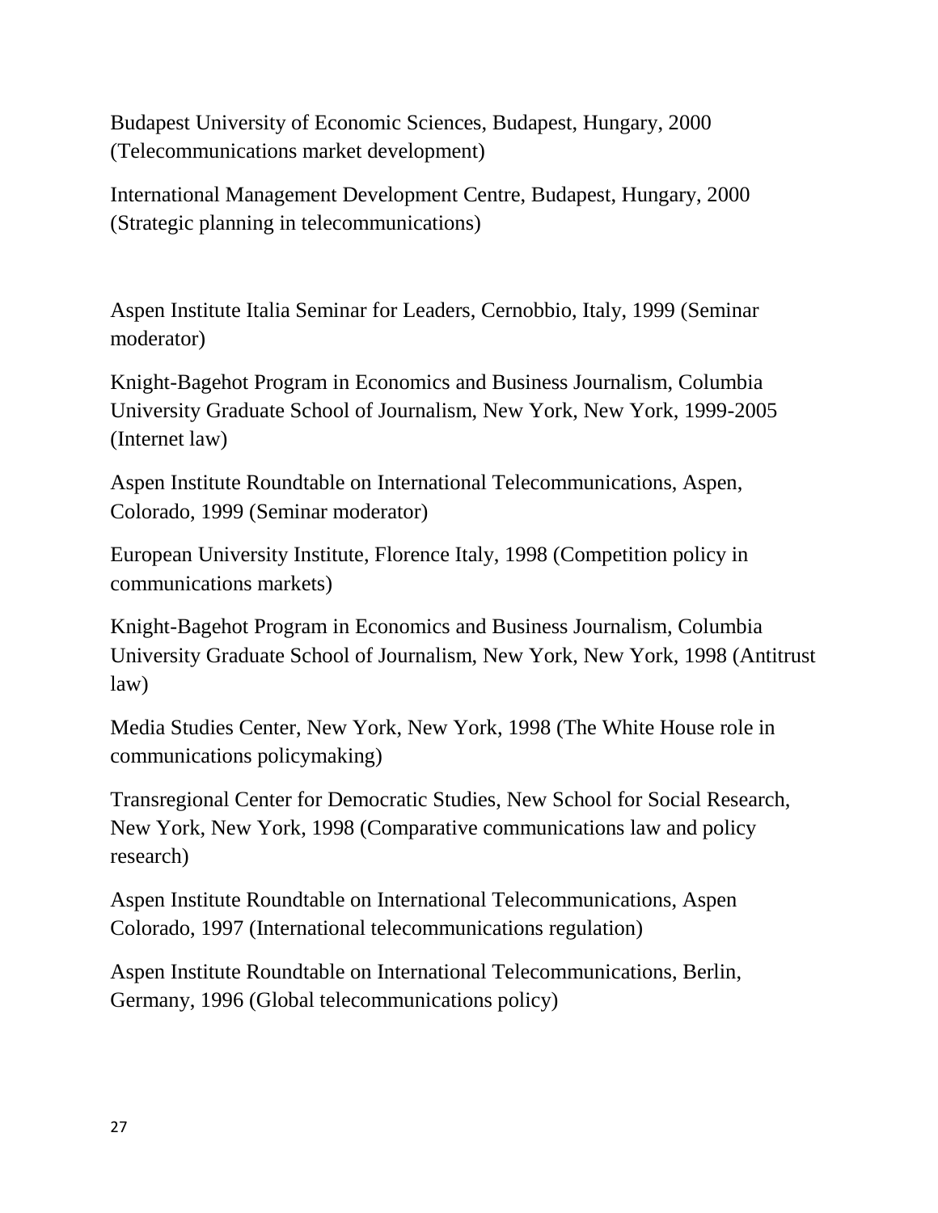Budapest University of Economic Sciences, Budapest, Hungary, 2000 (Telecommunications market development)

International Management Development Centre, Budapest, Hungary, 2000 (Strategic planning in telecommunications)

Aspen Institute Italia Seminar for Leaders, Cernobbio, Italy, 1999 (Seminar moderator)

Knight-Bagehot Program in Economics and Business Journalism, Columbia University Graduate School of Journalism, New York, New York, 1999-2005 (Internet law)

Aspen Institute Roundtable on International Telecommunications, Aspen, Colorado, 1999 (Seminar moderator)

European University Institute, Florence Italy, 1998 (Competition policy in communications markets)

Knight-Bagehot Program in Economics and Business Journalism, Columbia University Graduate School of Journalism, New York, New York, 1998 (Antitrust law)

Media Studies Center, New York, New York, 1998 (The White House role in communications policymaking)

Transregional Center for Democratic Studies, New School for Social Research, New York, New York, 1998 (Comparative communications law and policy research)

Aspen Institute Roundtable on International Telecommunications, Aspen Colorado, 1997 (International telecommunications regulation)

Aspen Institute Roundtable on International Telecommunications, Berlin, Germany, 1996 (Global telecommunications policy)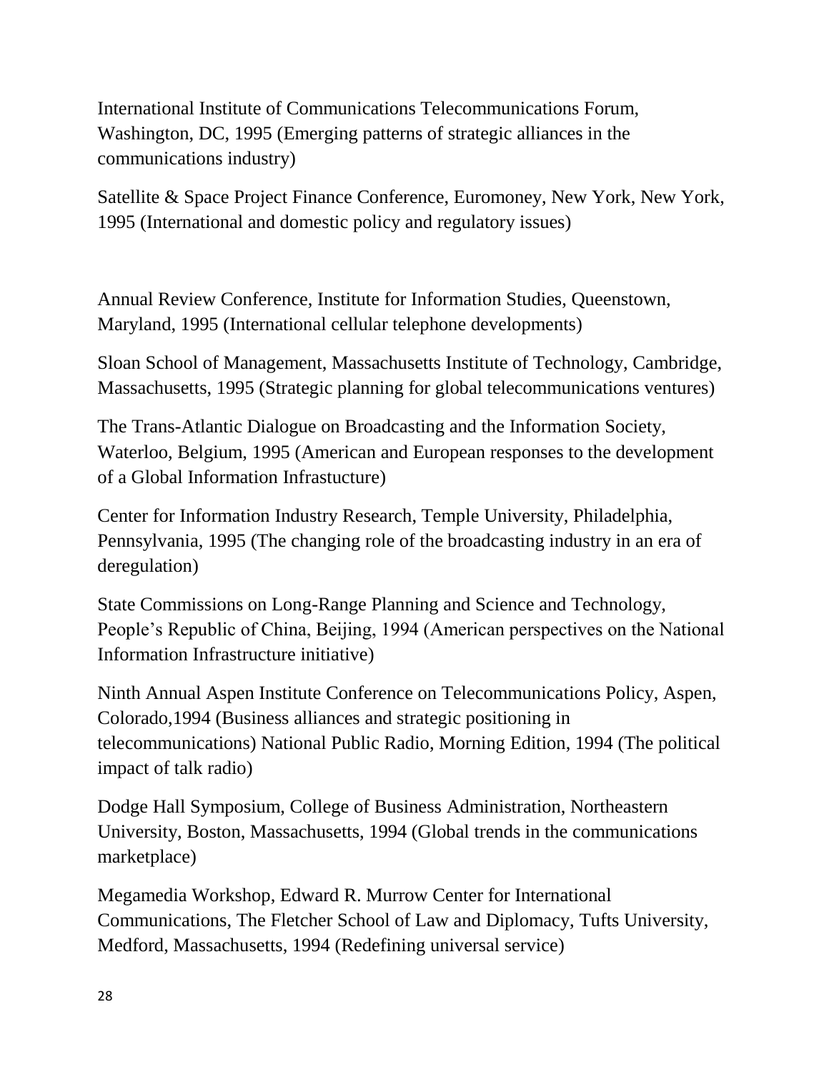International Institute of Communications Telecommunications Forum, Washington, DC, 1995 (Emerging patterns of strategic alliances in the communications industry)

Satellite & Space Project Finance Conference, Euromoney, New York, New York, 1995 (International and domestic policy and regulatory issues)

Annual Review Conference, Institute for Information Studies, Queenstown, Maryland, 1995 (International cellular telephone developments)

Sloan School of Management, Massachusetts Institute of Technology, Cambridge, Massachusetts, 1995 (Strategic planning for global telecommunications ventures)

The Trans-Atlantic Dialogue on Broadcasting and the Information Society, Waterloo, Belgium, 1995 (American and European responses to the development of a Global Information Infrastucture)

Center for Information Industry Research, Temple University, Philadelphia, Pennsylvania, 1995 (The changing role of the broadcasting industry in an era of deregulation)

State Commissions on Long-Range Planning and Science and Technology, People's Republic of China, Beijing, 1994 (American perspectives on the National Information Infrastructure initiative)

Ninth Annual Aspen Institute Conference on Telecommunications Policy, Aspen, Colorado,1994 (Business alliances and strategic positioning in telecommunications) National Public Radio, Morning Edition, 1994 (The political impact of talk radio)

Dodge Hall Symposium, College of Business Administration, Northeastern University, Boston, Massachusetts, 1994 (Global trends in the communications marketplace)

Megamedia Workshop, Edward R. Murrow Center for International Communications, The Fletcher School of Law and Diplomacy, Tufts University, Medford, Massachusetts, 1994 (Redefining universal service)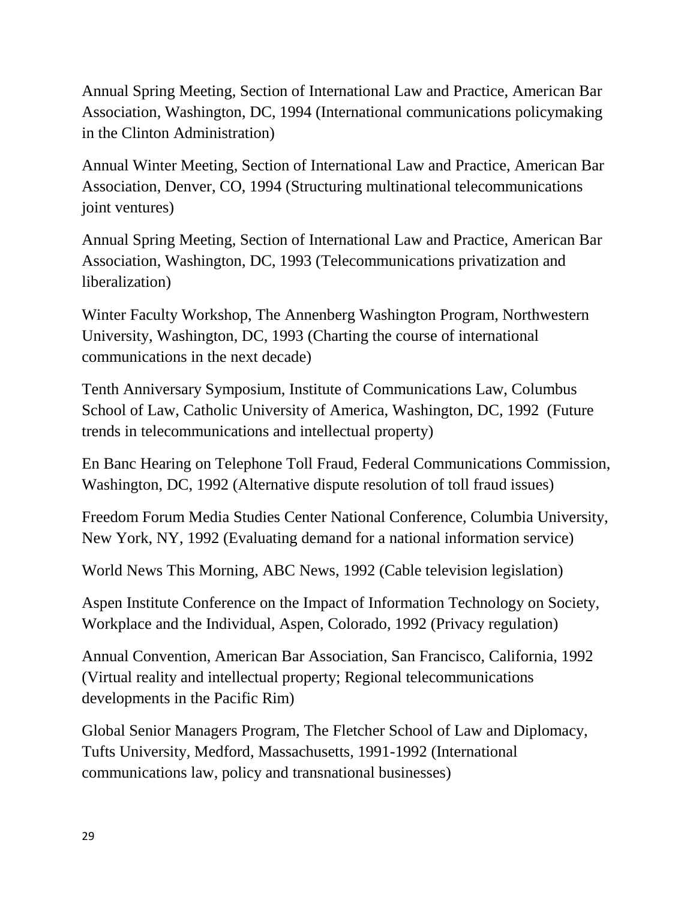Annual Spring Meeting, Section of International Law and Practice, American Bar Association, Washington, DC, 1994 (International communications policymaking in the Clinton Administration)

Annual Winter Meeting, Section of International Law and Practice, American Bar Association, Denver, CO, 1994 (Structuring multinational telecommunications joint ventures)

Annual Spring Meeting, Section of International Law and Practice, American Bar Association, Washington, DC, 1993 (Telecommunications privatization and liberalization)

Winter Faculty Workshop, The Annenberg Washington Program, Northwestern University, Washington, DC, 1993 (Charting the course of international communications in the next decade)

Tenth Anniversary Symposium, Institute of Communications Law, Columbus School of Law, Catholic University of America, Washington, DC, 1992 (Future trends in telecommunications and intellectual property)

En Banc Hearing on Telephone Toll Fraud, Federal Communications Commission, Washington, DC, 1992 (Alternative dispute resolution of toll fraud issues)

Freedom Forum Media Studies Center National Conference, Columbia University, New York, NY, 1992 (Evaluating demand for a national information service)

World News This Morning, ABC News, 1992 (Cable television legislation)

Aspen Institute Conference on the Impact of Information Technology on Society, Workplace and the Individual, Aspen, Colorado, 1992 (Privacy regulation)

Annual Convention, American Bar Association, San Francisco, California, 1992 (Virtual reality and intellectual property; Regional telecommunications developments in the Pacific Rim)

Global Senior Managers Program, The Fletcher School of Law and Diplomacy, Tufts University, Medford, Massachusetts, 1991-1992 (International communications law, policy and transnational businesses)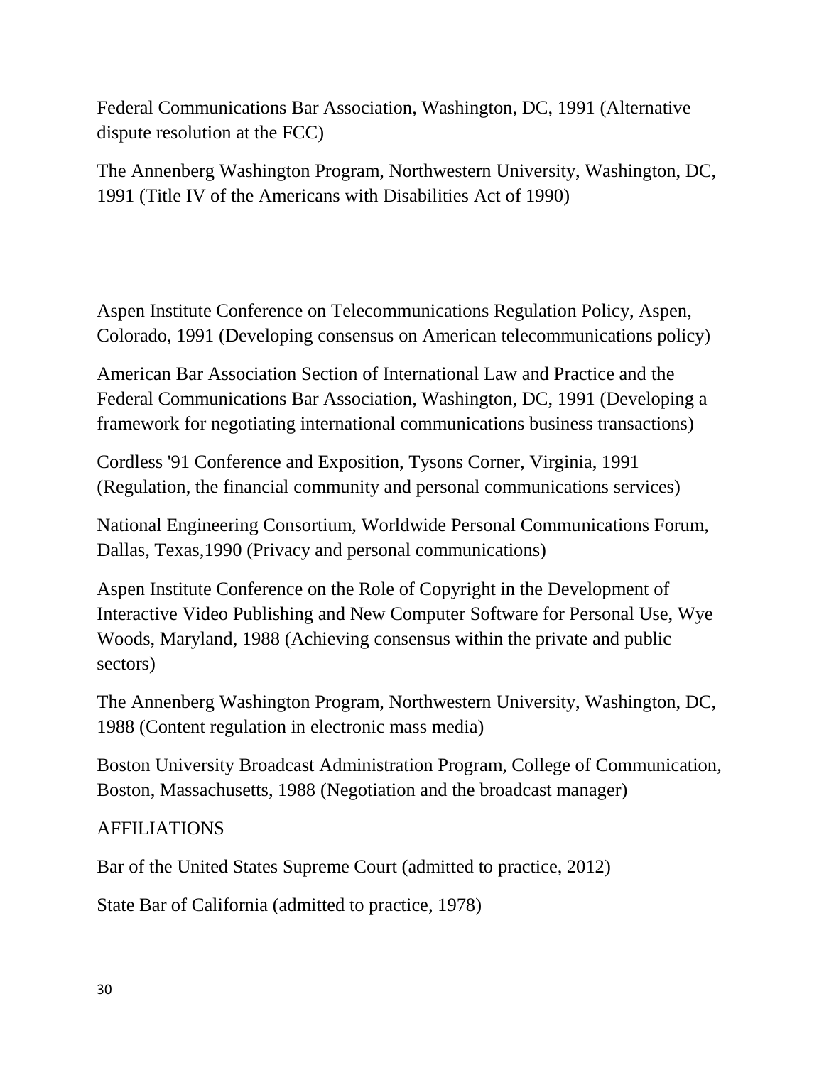Federal Communications Bar Association, Washington, DC, 1991 (Alternative dispute resolution at the FCC)

The Annenberg Washington Program, Northwestern University, Washington, DC, 1991 (Title IV of the Americans with Disabilities Act of 1990)

Aspen Institute Conference on Telecommunications Regulation Policy, Aspen, Colorado, 1991 (Developing consensus on American telecommunications policy)

American Bar Association Section of International Law and Practice and the Federal Communications Bar Association, Washington, DC, 1991 (Developing a framework for negotiating international communications business transactions)

Cordless '91 Conference and Exposition, Tysons Corner, Virginia, 1991 (Regulation, the financial community and personal communications services)

National Engineering Consortium, Worldwide Personal Communications Forum, Dallas, Texas,1990 (Privacy and personal communications)

Aspen Institute Conference on the Role of Copyright in the Development of Interactive Video Publishing and New Computer Software for Personal Use, Wye Woods, Maryland, 1988 (Achieving consensus within the private and public sectors)

The Annenberg Washington Program, Northwestern University, Washington, DC, 1988 (Content regulation in electronic mass media)

Boston University Broadcast Administration Program, College of Communication, Boston, Massachusetts, 1988 (Negotiation and the broadcast manager)

## AFFILIATIONS

Bar of the United States Supreme Court (admitted to practice, 2012)

State Bar of California (admitted to practice, 1978)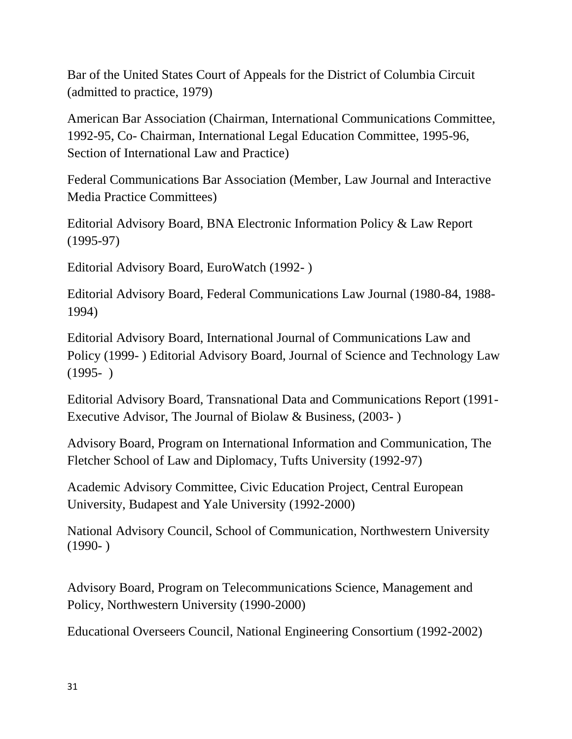Bar of the United States Court of Appeals for the District of Columbia Circuit (admitted to practice, 1979)

American Bar Association (Chairman, International Communications Committee, 1992-95, Co- Chairman, International Legal Education Committee, 1995-96, Section of International Law and Practice)

Federal Communications Bar Association (Member, Law Journal and Interactive Media Practice Committees)

Editorial Advisory Board, BNA Electronic Information Policy & Law Report (1995-97)

Editorial Advisory Board, EuroWatch (1992- )

Editorial Advisory Board, Federal Communications Law Journal (1980-84, 1988-1994)

Editorial Advisory Board, International Journal of Communications Law and Policy (1999- ) Editorial Advisory Board, Journal of Science and Technology Law (1995- )

Editorial Advisory Board, Transnational Data and Communications Report (1991- Executive Advisor, The Journal of Biolaw & Business, (2003- )

Advisory Board, Program on International Information and Communication, The Fletcher School of Law and Diplomacy, Tufts University (1992-97)

Academic Advisory Committee, Civic Education Project, Central European University, Budapest and Yale University (1992-2000)

National Advisory Council, School of Communication, Northwestern University (1990- )

Advisory Board, Program on Telecommunications Science, Management and Policy, Northwestern University (1990-2000)

Educational Overseers Council, National Engineering Consortium (1992-2002)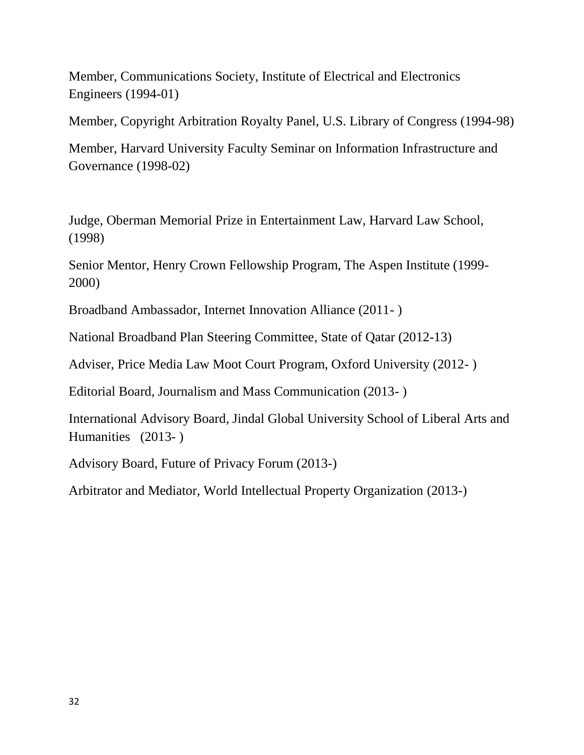Member, Communications Society, Institute of Electrical and Electronics Engineers (1994-01)

Member, Copyright Arbitration Royalty Panel, U.S. Library of Congress (1994-98)

Member, Harvard University Faculty Seminar on Information Infrastructure and Governance (1998-02)

Judge, Oberman Memorial Prize in Entertainment Law, Harvard Law School, (1998)

Senior Mentor, Henry Crown Fellowship Program, The Aspen Institute (1999-2000)

Broadband Ambassador, Internet Innovation Alliance (2011- )

National Broadband Plan Steering Committee, State of Qatar (2012-13)

Adviser, Price Media Law Moot Court Program, Oxford University (2012- )

Editorial Board, Journalism and Mass Communication (2013- )

International Advisory Board, Jindal Global University School of Liberal Arts and Humanities (2013- )

Advisory Board, Future of Privacy Forum (2013-)

Arbitrator and Mediator, World Intellectual Property Organization (2013-)